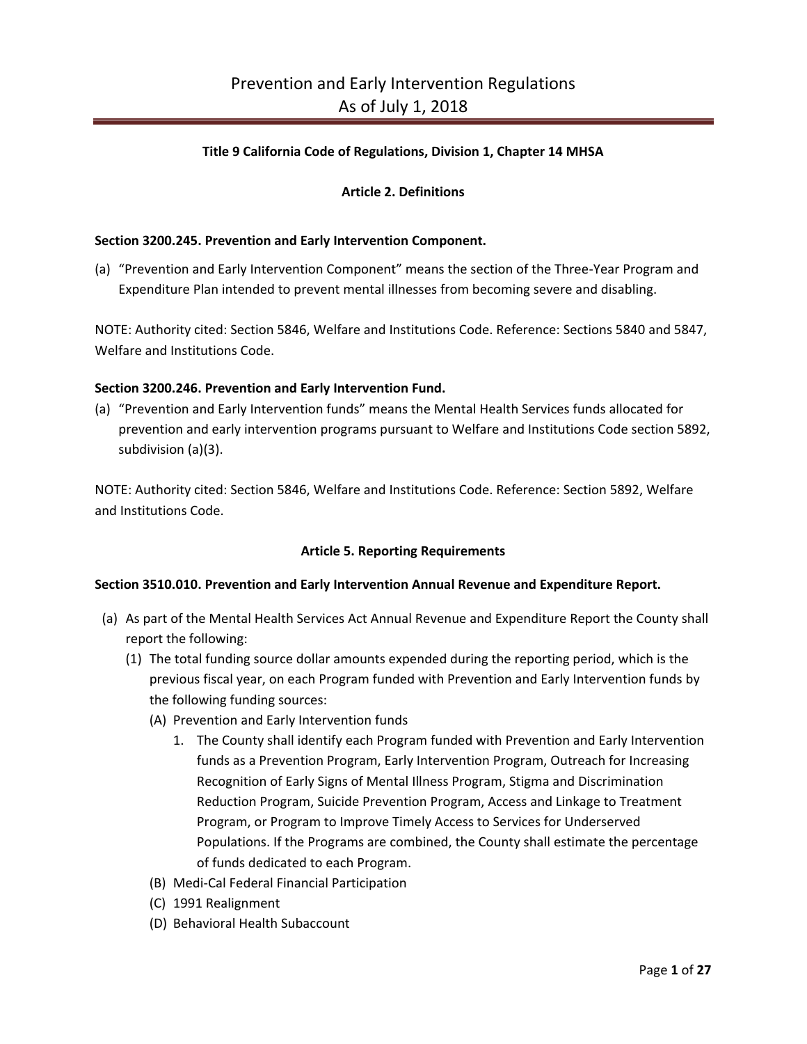# Prevention and Early Intervention Regulations
# As of July 1, 2018

**Title 9 California Code of Regulations, Division 1, Chapter 14 MHSA**

## Article 2. Definitions

### Section 3200.245. Prevention and Early Intervention Component.

(a) "Prevention and Early Intervention Component" means the section of the Three-Year Program and Expenditure Plan intended to prevent mental illnesses from becoming severe and disabling.

NOTE: Authority cited: Section 5846, Welfare and Institutions Code. Reference: Sections 5840 and 5847, Welfare and Institutions Code.

### Section 3200.246. Prevention and Early Intervention Fund.

(a) "Prevention and Early Intervention funds" means the Mental Health Services funds allocated for prevention and early intervention programs pursuant to Welfare and Institutions Code section 5892, subdivision (a)(3).

NOTE: Authority cited: Section 5846, Welfare and Institutions Code. Reference: Section 5892, Welfare and Institutions Code.

## Article 5. Reporting Requirements

### Section 3510.010. Prevention and Early Intervention Annual Revenue and Expenditure Report.

(a) As part of the Mental Health Services Act Annual Revenue and Expenditure Report the County shall report the following:
  - (1) The total funding source dollar amounts expended during the reporting period, which is the previous fiscal year, on each Program funded with Prevention and Early Intervention funds by the following funding sources:
    - (A) Prevention and Early Intervention funds
      1. The County shall identify each Program funded with Prevention and Early Intervention funds as a Prevention Program, Early Intervention Program, Outreach for Increasing Recognition of Early Signs of Mental Illness Program, Stigma and Discrimination Reduction Program, Suicide Prevention Program, Access and Linkage to Treatment Program, or Program to Improve Timely Access to Services for Underserved Populations. If the Programs are combined, the County shall estimate the percentage of funds dedicated to each Program.
    - (B) Medi-Cal Federal Financial Participation
    - (C) 1991 Realignment
    - (D) Behavioral Health Subaccount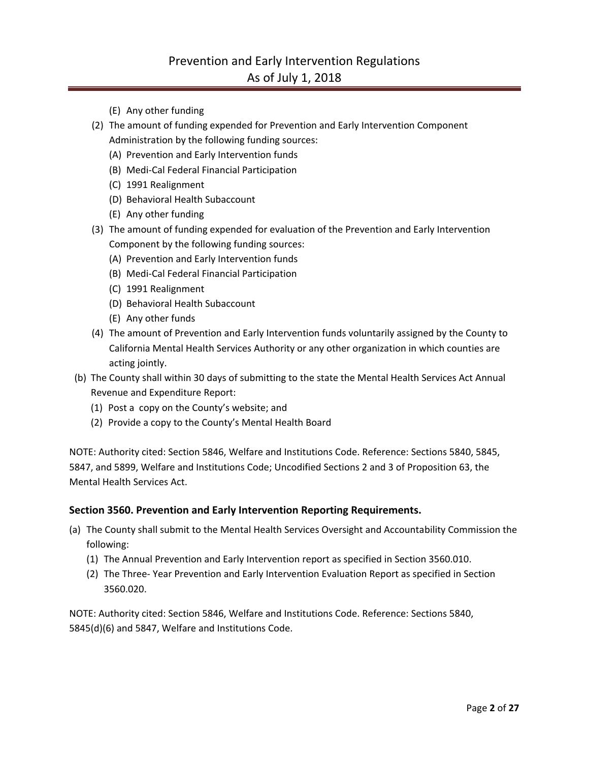- (E) Any other funding
- (2) The amount of funding expended for Prevention and Early Intervention Component Administration by the following funding sources:
   - (A) Prevention and Early Intervention funds
   - (B) Medi-Cal Federal Financial Participation
   - (C) 1991 Realignment
   - (D) Behavioral Health Subaccount
   - (E) Any other funding
- (3) The amount of funding expended for evaluation of the Prevention and Early Intervention Component by the following funding sources:
   - (A) Prevention and Early Intervention funds
   - (B) Medi-Cal Federal Financial Participation
   - (C) 1991 Realignment
   - (D) Behavioral Health Subaccount
   - (E) Any other funds
- (4) The amount of Prevention and Early Intervention funds voluntarily assigned by the County to California Mental Health Services Authority or any other organization in which counties are acting jointly.

(b) The County shall within 30 days of submitting to the state the Mental Health Services Act Annual Revenue and Expenditure Report:
- (1) Post a copy on the County's website; and
- (2) Provide a copy to the County's Mental Health Board

NOTE: Authority cited: Section 5846, Welfare and Institutions Code. Reference: Sections 5840, 5845, 5847, and 5899, Welfare and Institutions Code; Uncodified Sections 2 and 3 of Proposition 63, the Mental Health Services Act.

### Section 3560. Prevention and Early Intervention Reporting Requirements.

(a) The County shall submit to the Mental Health Services Oversight and Accountability Commission the following:
- (1) The Annual Prevention and Early Intervention report as specified in Section 3560.010.
- (2) The Three- Year Prevention and Early Intervention Evaluation Report as specified in Section 3560.020.

NOTE: Authority cited: Section 5846, Welfare and Institutions Code. Reference: Sections 5840, 5845(d)(6) and 5847, Welfare and Institutions Code.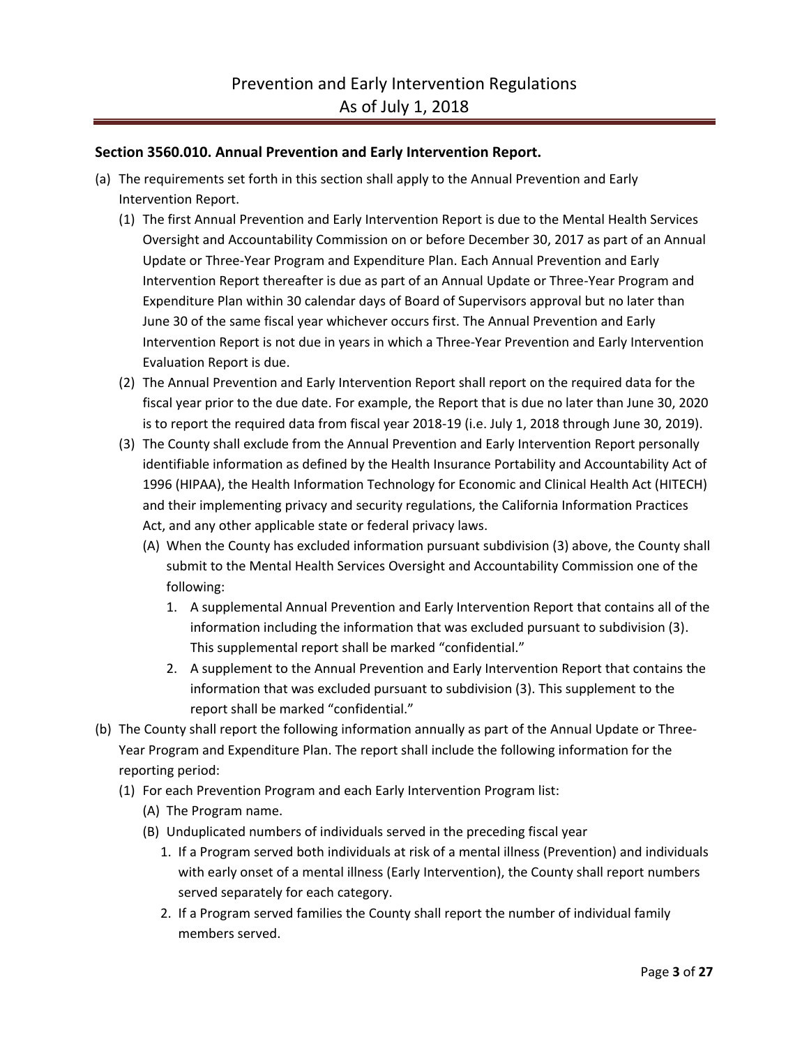**Section 3560.010. Annual Prevention and Early Intervention Report.**

(a) The requirements set forth in this section shall apply to the Annual Prevention and Early Intervention Report.

   (1) The first Annual Prevention and Early Intervention Report is due to the Mental Health Services Oversight and Accountability Commission on or before December 30, 2017 as part of an Annual Update or Three-Year Program and Expenditure Plan. Each Annual Prevention and Early Intervention Report thereafter is due as part of an Annual Update or Three-Year Program and Expenditure Plan within 30 calendar days of Board of Supervisors approval but no later than June 30 of the same fiscal year whichever occurs first. The Annual Prevention and Early Intervention Report is not due in years in which a Three-Year Prevention and Early Intervention Evaluation Report is due.

   (2) The Annual Prevention and Early Intervention Report shall report on the required data for the fiscal year prior to the due date. For example, the Report that is due no later than June 30, 2020 is to report the required data from fiscal year 2018-19 (i.e. July 1, 2018 through June 30, 2019).

   (3) The County shall exclude from the Annual Prevention and Early Intervention Report personally identifiable information as defined by the Health Insurance Portability and Accountability Act of 1996 (HIPAA), the Health Information Technology for Economic and Clinical Health Act (HITECH) and their implementing privacy and security regulations, the California Information Practices Act, and any other applicable state or federal privacy laws.

      (A) When the County has excluded information pursuant subdivision (3) above, the County shall submit to the Mental Health Services Oversight and Accountability Commission one of the following:

         1. A supplemental Annual Prevention and Early Intervention Report that contains all of the information including the information that was excluded pursuant to subdivision (3). This supplemental report shall be marked "confidential."

         2. A supplement to the Annual Prevention and Early Intervention Report that contains the information that was excluded pursuant to subdivision (3). This supplement to the report shall be marked "confidential."

(b) The County shall report the following information annually as part of the Annual Update or Three-Year Program and Expenditure Plan. The report shall include the following information for the reporting period:

   (1) For each Prevention Program and each Early Intervention Program list:

      (A) The Program name.

      (B) Unduplicated numbers of individuals served in the preceding fiscal year

         1. If a Program served both individuals at risk of a mental illness (Prevention) and individuals with early onset of a mental illness (Early Intervention), the County shall report numbers served separately for each category.

         2. If a Program served families the County shall report the number of individual family members served.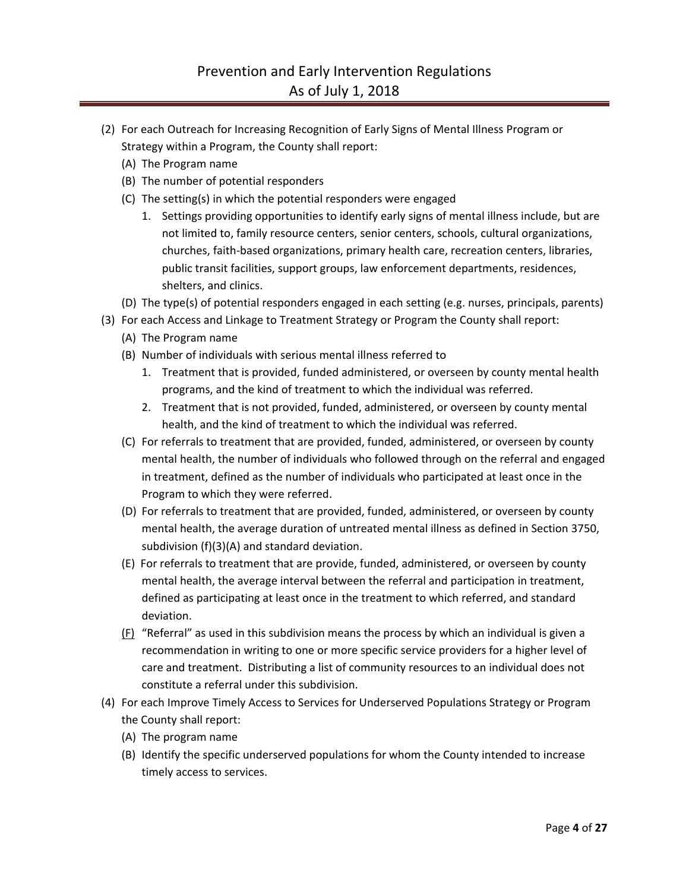(2) For each Outreach for Increasing Recognition of Early Signs of Mental Illness Program or Strategy within a Program, the County shall report:
   (A) The Program name
   (B) The number of potential responders
   (C) The setting(s) in which the potential responders were engaged
      1. Settings providing opportunities to identify early signs of mental illness include, but are not limited to, family resource centers, senior centers, schools, cultural organizations, churches, faith-based organizations, primary health care, recreation centers, libraries, public transit facilities, support groups, law enforcement departments, residences, shelters, and clinics.
   (D) The type(s) of potential responders engaged in each setting (e.g. nurses, principals, parents)

(3) For each Access and Linkage to Treatment Strategy or Program the County shall report:
   (A) The Program name
   (B) Number of individuals with serious mental illness referred to
      1. Treatment that is provided, funded administered, or overseen by county mental health programs, and the kind of treatment to which the individual was referred.
      2. Treatment that is not provided, funded, administered, or overseen by county mental health, and the kind of treatment to which the individual was referred.
   (C) For referrals to treatment that are provided, funded, administered, or overseen by county mental health, the number of individuals who followed through on the referral and engaged in treatment, defined as the number of individuals who participated at least once in the Program to which they were referred.
   (D) For referrals to treatment that are provided, funded, administered, or overseen by county mental health, the average duration of untreated mental illness as defined in Section 3750, subdivision (f)(3)(A) and standard deviation.
   (E) For referrals to treatment that are provide, funded, administered, or overseen by county mental health, the average interval between the referral and participation in treatment, defined as participating at least once in the treatment to which referred, and standard deviation.
   <u>(F)</u> "Referral" as used in this subdivision means the process by which an individual is given a recommendation in writing to one or more specific service providers for a higher level of care and treatment. Distributing a list of community resources to an individual does not constitute a referral under this subdivision.

(4) For each Improve Timely Access to Services for Underserved Populations Strategy or Program the County shall report:
   (A) The program name
   (B) Identify the specific underserved populations for whom the County intended to increase timely access to services.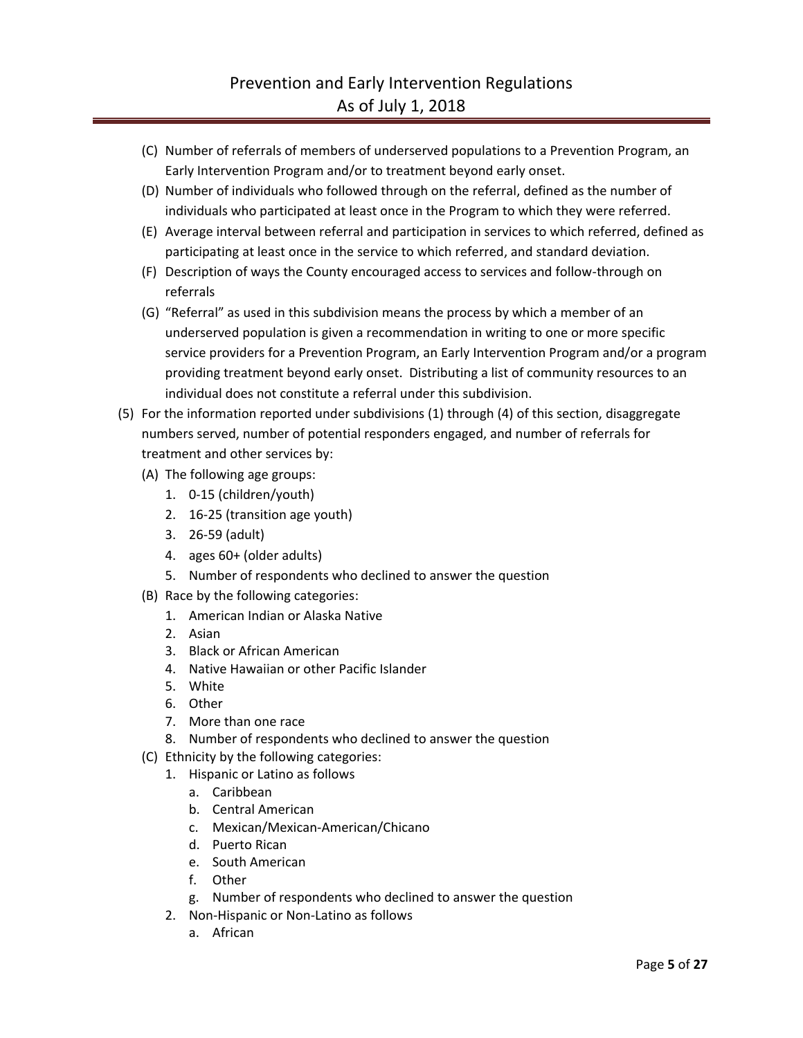(C) Number of referrals of members of underserved populations to a Prevention Program, an Early Intervention Program and/or to treatment beyond early onset.

(D) Number of individuals who followed through on the referral, defined as the number of individuals who participated at least once in the Program to which they were referred.

(E) Average interval between referral and participation in services to which referred, defined as participating at least once in the service to which referred, and standard deviation.

(F) Description of ways the County encouraged access to services and follow-through on referrals

(G) "Referral" as used in this subdivision means the process by which a member of an underserved population is given a recommendation in writing to one or more specific service providers for a Prevention Program, an Early Intervention Program and/or a program providing treatment beyond early onset. Distributing a list of community resources to an individual does not constitute a referral under this subdivision.

(5) For the information reported under subdivisions (1) through (4) of this section, disaggregate numbers served, number of potential responders engaged, and number of referrals for treatment and other services by:

- (A) The following age groups:
  1. 0-15 (children/youth)
  2. 16-25 (transition age youth)
  3. 26-59 (adult)
  4. ages 60+ (older adults)
  5. Number of respondents who declined to answer the question
- (B) Race by the following categories:
  1. American Indian or Alaska Native
  2. Asian
  3. Black or African American
  4. Native Hawaiian or other Pacific Islander
  5. White
  6. Other
  7. More than one race
  8. Number of respondents who declined to answer the question
- (C) Ethnicity by the following categories:
  1. Hispanic or Latino as follows
     - a. Caribbean
     - b. Central American
     - c. Mexican/Mexican-American/Chicano
     - d. Puerto Rican
     - e. South American
     - f. Other
     - g. Number of respondents who declined to answer the question
  2. Non-Hispanic or Non-Latino as follows
     - a. African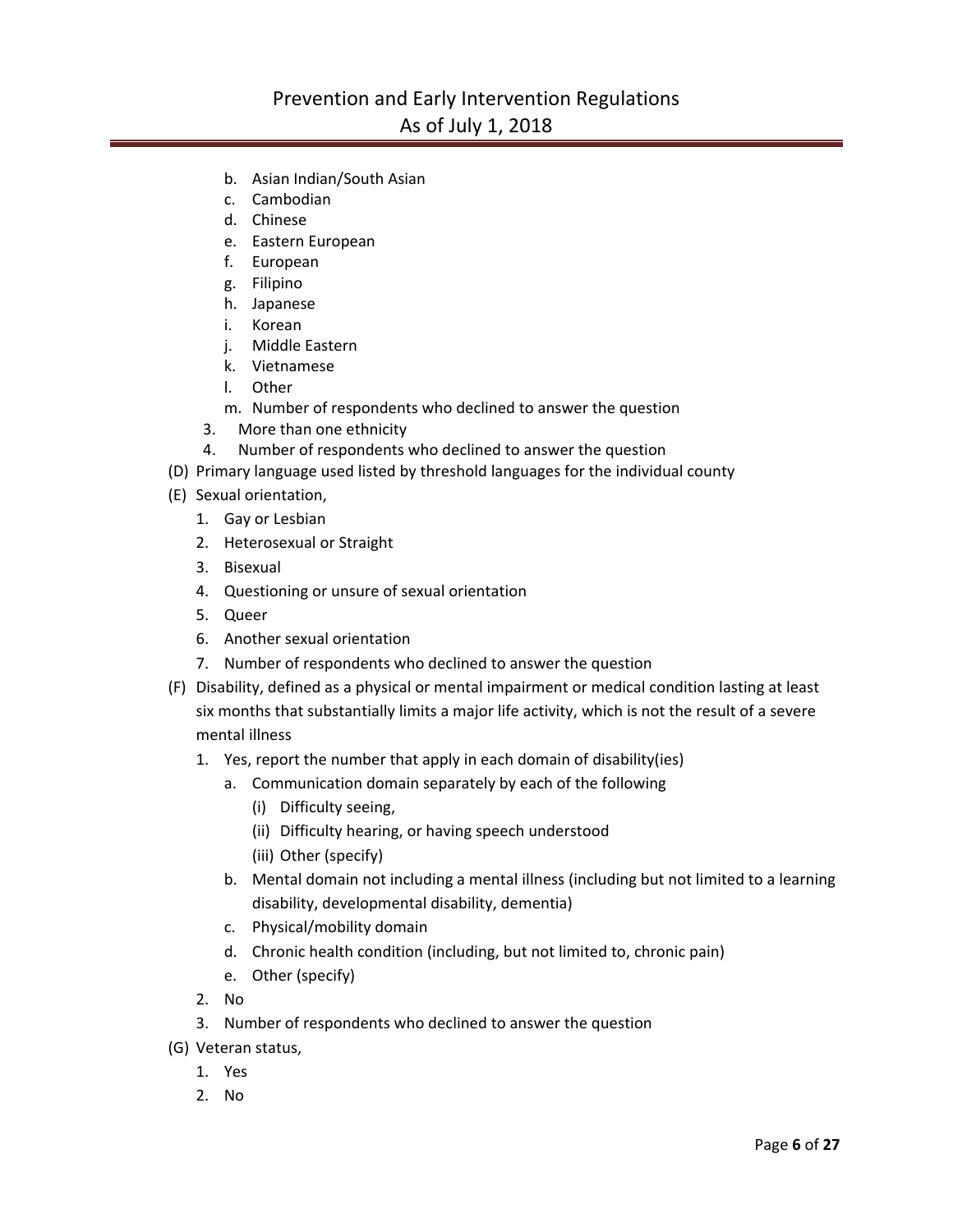- b. Asian Indian/South Asian
   - c. Cambodian
   - d. Chinese
   - e. Eastern European
   - f. European
   - g. Filipino
   - h. Japanese
   - i. Korean
   - j. Middle Eastern
   - k. Vietnamese
   - l. Other
   - m. Number of respondents who declined to answer the question
3. More than one ethnicity
4. Number of respondents who declined to answer the question

(D) Primary language used listed by threshold languages for the individual county

(E) Sexual orientation,

1. Gay or Lesbian
2. Heterosexual or Straight
3. Bisexual
4. Questioning or unsure of sexual orientation
5. Queer
6. Another sexual orientation
7. Number of respondents who declined to answer the question

(F) Disability, defined as a physical or mental impairment or medical condition lasting at least six months that substantially limits a major life activity, which is not the result of a severe mental illness

1. Yes, report the number that apply in each domain of disability(ies)
   - a. Communication domain separately by each of the following
     - (i) Difficulty seeing,
     - (ii) Difficulty hearing, or having speech understood
     - (iii) Other (specify)
   - b. Mental domain not including a mental illness (including but not limited to a learning disability, developmental disability, dementia)
   - c. Physical/mobility domain
   - d. Chronic health condition (including, but not limited to, chronic pain)
   - e. Other (specify)
2. No
3. Number of respondents who declined to answer the question

(G) Veteran status,

1. Yes
2. No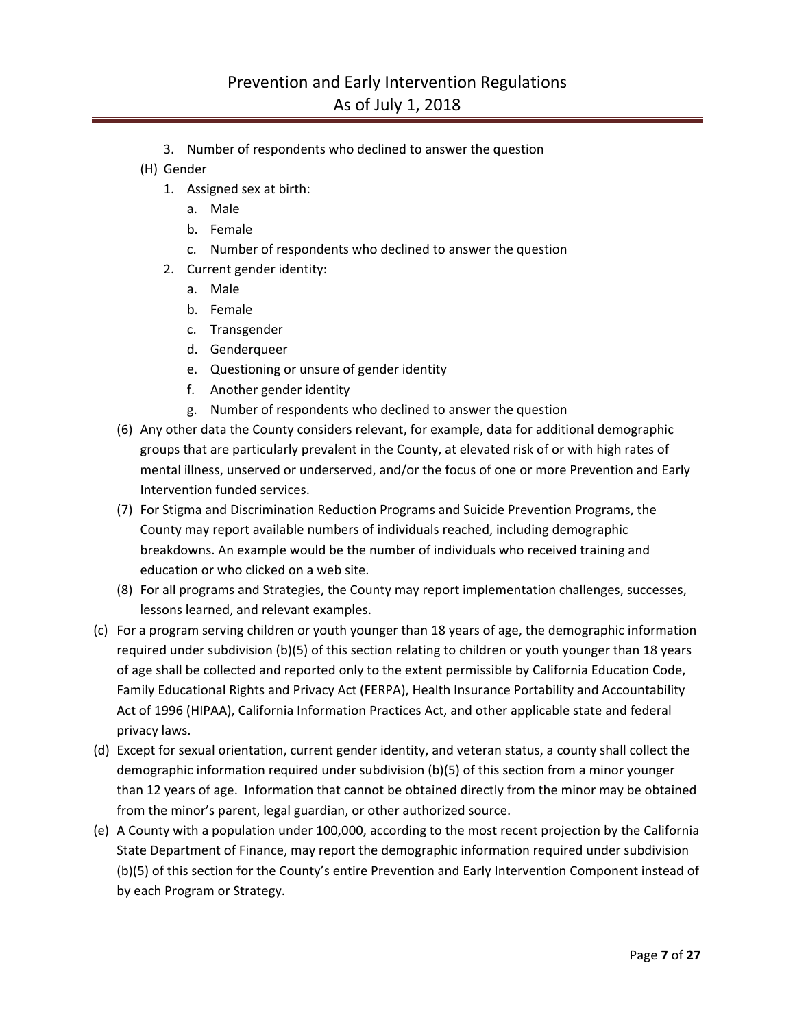3. Number of respondents who declined to answer the question

(H) Gender

1. Assigned sex at birth:
    a. Male
    b. Female
    c. Number of respondents who declined to answer the question
2. Current gender identity:
    a. Male
    b. Female
    c. Transgender
    d. Genderqueer
    e. Questioning or unsure of gender identity
    f. Another gender identity
    g. Number of respondents who declined to answer the question

(6) Any other data the County considers relevant, for example, data for additional demographic groups that are particularly prevalent in the County, at elevated risk of or with high rates of mental illness, unserved or underserved, and/or the focus of one or more Prevention and Early Intervention funded services.

(7) For Stigma and Discrimination Reduction Programs and Suicide Prevention Programs, the County may report available numbers of individuals reached, including demographic breakdowns. An example would be the number of individuals who received training and education or who clicked on a web site.

(8) For all programs and Strategies, the County may report implementation challenges, successes, lessons learned, and relevant examples.

(c) For a program serving children or youth younger than 18 years of age, the demographic information required under subdivision (b)(5) of this section relating to children or youth younger than 18 years of age shall be collected and reported only to the extent permissible by California Education Code, Family Educational Rights and Privacy Act (FERPA), Health Insurance Portability and Accountability Act of 1996 (HIPAA), California Information Practices Act, and other applicable state and federal privacy laws.

(d) Except for sexual orientation, current gender identity, and veteran status, a county shall collect the demographic information required under subdivision (b)(5) of this section from a minor younger than 12 years of age. Information that cannot be obtained directly from the minor may be obtained from the minor's parent, legal guardian, or other authorized source.

(e) A County with a population under 100,000, according to the most recent projection by the California State Department of Finance, may report the demographic information required under subdivision (b)(5) of this section for the County's entire Prevention and Early Intervention Component instead of by each Program or Strategy.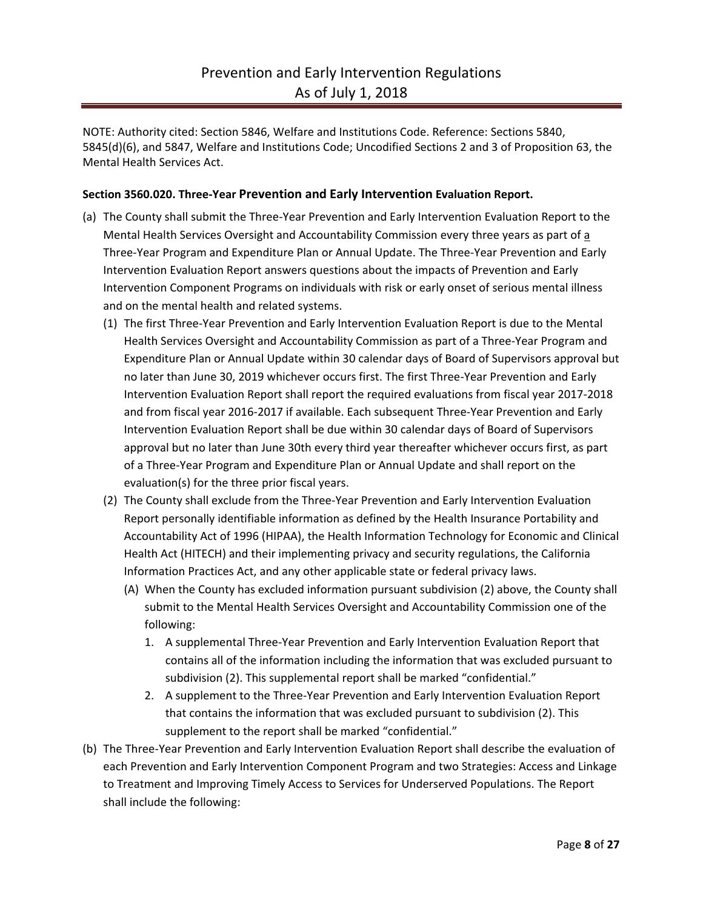NOTE: Authority cited: Section 5846, Welfare and Institutions Code. Reference: Sections 5840, 5845(d)(6), and 5847, Welfare and Institutions Code; Uncodified Sections 2 and 3 of Proposition 63, the Mental Health Services Act.

**Section 3560.020. Three-Year Prevention and Early Intervention Evaluation Report.**

(a) The County shall submit the Three-Year Prevention and Early Intervention Evaluation Report to the Mental Health Services Oversight and Accountability Commission every three years as part of a Three-Year Program and Expenditure Plan or Annual Update. The Three-Year Prevention and Early Intervention Evaluation Report answers questions about the impacts of Prevention and Early Intervention Component Programs on individuals with risk or early onset of serious mental illness and on the mental health and related systems.

  (1) The first Three-Year Prevention and Early Intervention Evaluation Report is due to the Mental Health Services Oversight and Accountability Commission as part of a Three-Year Program and Expenditure Plan or Annual Update within 30 calendar days of Board of Supervisors approval but no later than June 30, 2019 whichever occurs first. The first Three-Year Prevention and Early Intervention Evaluation Report shall report the required evaluations from fiscal year 2017-2018 and from fiscal year 2016-2017 if available. Each subsequent Three-Year Prevention and Early Intervention Evaluation Report shall be due within 30 calendar days of Board of Supervisors approval but no later than June 30th every third year thereafter whichever occurs first, as part of a Three-Year Program and Expenditure Plan or Annual Update and shall report on the evaluation(s) for the three prior fiscal years.

  (2) The County shall exclude from the Three-Year Prevention and Early Intervention Evaluation Report personally identifiable information as defined by the Health Insurance Portability and Accountability Act of 1996 (HIPAA), the Health Information Technology for Economic and Clinical Health Act (HITECH) and their implementing privacy and security regulations, the California Information Practices Act, and any other applicable state or federal privacy laws.

    (A) When the County has excluded information pursuant subdivision (2) above, the County shall submit to the Mental Health Services Oversight and Accountability Commission one of the following:

      1. A supplemental Three-Year Prevention and Early Intervention Evaluation Report that contains all of the information including the information that was excluded pursuant to subdivision (2). This supplemental report shall be marked "confidential."

      2. A supplement to the Three-Year Prevention and Early Intervention Evaluation Report that contains the information that was excluded pursuant to subdivision (2). This supplement to the report shall be marked "confidential."

(b) The Three-Year Prevention and Early Intervention Evaluation Report shall describe the evaluation of each Prevention and Early Intervention Component Program and two Strategies: Access and Linkage to Treatment and Improving Timely Access to Services for Underserved Populations. The Report shall include the following: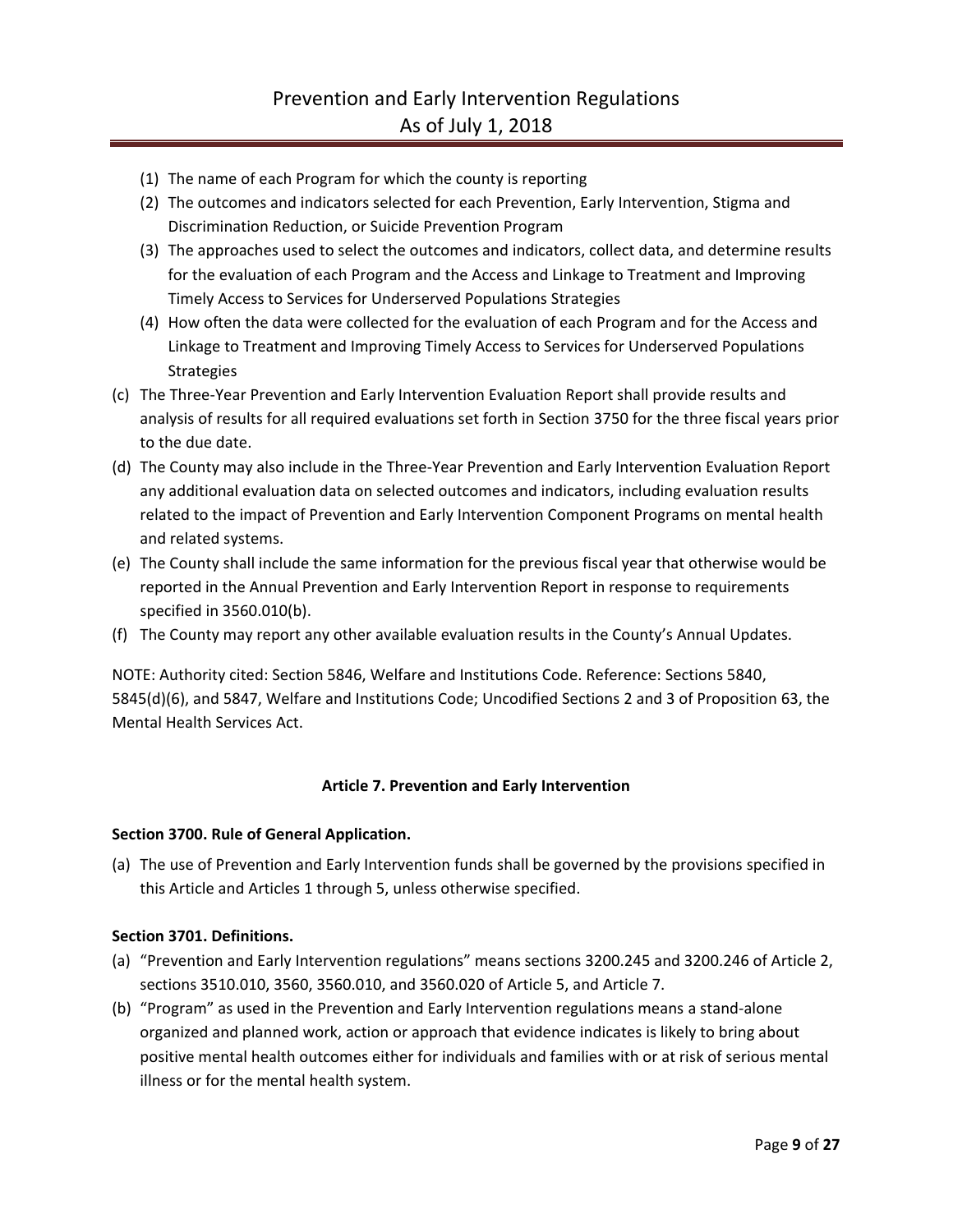(1) The name of each Program for which the county is reporting
(2) The outcomes and indicators selected for each Prevention, Early Intervention, Stigma and Discrimination Reduction, or Suicide Prevention Program
(3) The approaches used to select the outcomes and indicators, collect data, and determine results for the evaluation of each Program and the Access and Linkage to Treatment and Improving Timely Access to Services for Underserved Populations Strategies
(4) How often the data were collected for the evaluation of each Program and for the Access and Linkage to Treatment and Improving Timely Access to Services for Underserved Populations Strategies

(c) The Three-Year Prevention and Early Intervention Evaluation Report shall provide results and analysis of results for all required evaluations set forth in Section 3750 for the three fiscal years prior to the due date.

(d) The County may also include in the Three-Year Prevention and Early Intervention Evaluation Report any additional evaluation data on selected outcomes and indicators, including evaluation results related to the impact of Prevention and Early Intervention Component Programs on mental health and related systems.

(e) The County shall include the same information for the previous fiscal year that otherwise would be reported in the Annual Prevention and Early Intervention Report in response to requirements specified in 3560.010(b).

(f) The County may report any other available evaluation results in the County's Annual Updates.

NOTE: Authority cited: Section 5846, Welfare and Institutions Code. Reference: Sections 5840, 5845(d)(6), and 5847, Welfare and Institutions Code; Uncodified Sections 2 and 3 of Proposition 63, the Mental Health Services Act.

## Article 7. Prevention and Early Intervention

### Section 3700. Rule of General Application.

(a) The use of Prevention and Early Intervention funds shall be governed by the provisions specified in this Article and Articles 1 through 5, unless otherwise specified.

### Section 3701. Definitions.

(a) "Prevention and Early Intervention regulations" means sections 3200.245 and 3200.246 of Article 2, sections 3510.010, 3560, 3560.010, and 3560.020 of Article 5, and Article 7.

(b) "Program" as used in the Prevention and Early Intervention regulations means a stand-alone organized and planned work, action or approach that evidence indicates is likely to bring about positive mental health outcomes either for individuals and families with or at risk of serious mental illness or for the mental health system.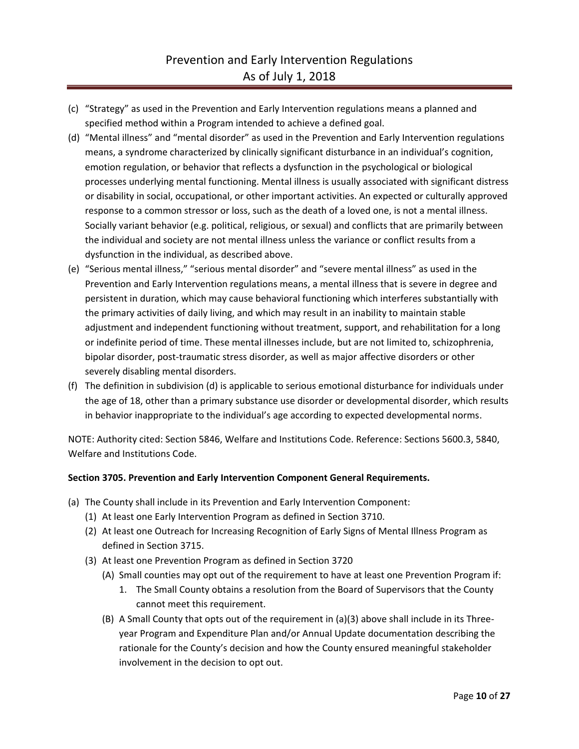(c) "Strategy" as used in the Prevention and Early Intervention regulations means a planned and specified method within a Program intended to achieve a defined goal.

(d) "Mental illness" and "mental disorder" as used in the Prevention and Early Intervention regulations means, a syndrome characterized by clinically significant disturbance in an individual's cognition, emotion regulation, or behavior that reflects a dysfunction in the psychological or biological processes underlying mental functioning. Mental illness is usually associated with significant distress or disability in social, occupational, or other important activities. An expected or culturally approved response to a common stressor or loss, such as the death of a loved one, is not a mental illness. Socially variant behavior (e.g. political, religious, or sexual) and conflicts that are primarily between the individual and society are not mental illness unless the variance or conflict results from a dysfunction in the individual, as described above.

(e) "Serious mental illness," "serious mental disorder" and "severe mental illness" as used in the Prevention and Early Intervention regulations means, a mental illness that is severe in degree and persistent in duration, which may cause behavioral functioning which interferes substantially with the primary activities of daily living, and which may result in an inability to maintain stable adjustment and independent functioning without treatment, support, and rehabilitation for a long or indefinite period of time. These mental illnesses include, but are not limited to, schizophrenia, bipolar disorder, post-traumatic stress disorder, as well as major affective disorders or other severely disabling mental disorders.

(f) The definition in subdivision (d) is applicable to serious emotional disturbance for individuals under the age of 18, other than a primary substance use disorder or developmental disorder, which results in behavior inappropriate to the individual's age according to expected developmental norms.

NOTE: Authority cited: Section 5846, Welfare and Institutions Code. Reference: Sections 5600.3, 5840, Welfare and Institutions Code.

**Section 3705. Prevention and Early Intervention Component General Requirements.**

(a) The County shall include in its Prevention and Early Intervention Component:
  - (1) At least one Early Intervention Program as defined in Section 3710.
  - (2) At least one Outreach for Increasing Recognition of Early Signs of Mental Illness Program as defined in Section 3715.
  - (3) At least one Prevention Program as defined in Section 3720
    - (A) Small counties may opt out of the requirement to have at least one Prevention Program if:
      1. The Small County obtains a resolution from the Board of Supervisors that the County cannot meet this requirement.
    - (B) A Small County that opts out of the requirement in (a)(3) above shall include in its Three-year Program and Expenditure Plan and/or Annual Update documentation describing the rationale for the County's decision and how the County ensured meaningful stakeholder involvement in the decision to opt out.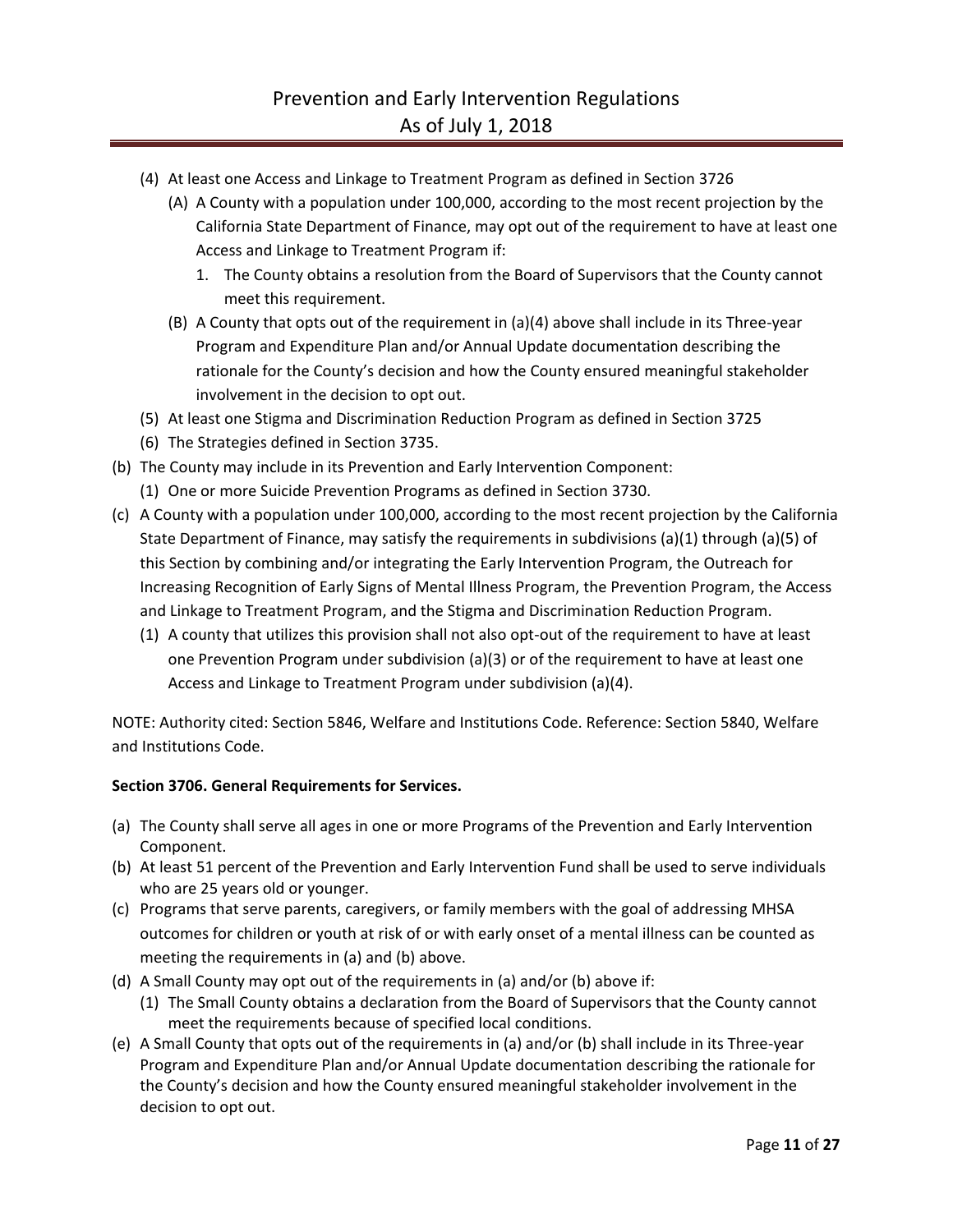(4) At least one Access and Linkage to Treatment Program as defined in Section 3726
   (A) A County with a population under 100,000, according to the most recent projection by the California State Department of Finance, may opt out of the requirement to have at least one Access and Linkage to Treatment Program if:
      1. The County obtains a resolution from the Board of Supervisors that the County cannot meet this requirement.
   (B) A County that opts out of the requirement in (a)(4) above shall include in its Three-year Program and Expenditure Plan and/or Annual Update documentation describing the rationale for the County's decision and how the County ensured meaningful stakeholder involvement in the decision to opt out.

(5) At least one Stigma and Discrimination Reduction Program as defined in Section 3725

(6) The Strategies defined in Section 3735.

(b) The County may include in its Prevention and Early Intervention Component:
   (1) One or more Suicide Prevention Programs as defined in Section 3730.

(c) A County with a population under 100,000, according to the most recent projection by the California State Department of Finance, may satisfy the requirements in subdivisions (a)(1) through (a)(5) of this Section by combining and/or integrating the Early Intervention Program, the Outreach for Increasing Recognition of Early Signs of Mental Illness Program, the Prevention Program, the Access and Linkage to Treatment Program, and the Stigma and Discrimination Reduction Program.
   (1) A county that utilizes this provision shall not also opt-out of the requirement to have at least one Prevention Program under subdivision (a)(3) or of the requirement to have at least one Access and Linkage to Treatment Program under subdivision (a)(4).

NOTE: Authority cited: Section 5846, Welfare and Institutions Code. Reference: Section 5840, Welfare and Institutions Code.

**Section 3706. General Requirements for Services.**

(a) The County shall serve all ages in one or more Programs of the Prevention and Early Intervention Component.

(b) At least 51 percent of the Prevention and Early Intervention Fund shall be used to serve individuals who are 25 years old or younger.

(c) Programs that serve parents, caregivers, or family members with the goal of addressing MHSA outcomes for children or youth at risk of or with early onset of a mental illness can be counted as meeting the requirements in (a) and (b) above.

(d) A Small County may opt out of the requirements in (a) and/or (b) above if:
   (1) The Small County obtains a declaration from the Board of Supervisors that the County cannot meet the requirements because of specified local conditions.

(e) A Small County that opts out of the requirements in (a) and/or (b) shall include in its Three-year Program and Expenditure Plan and/or Annual Update documentation describing the rationale for the County's decision and how the County ensured meaningful stakeholder involvement in the decision to opt out.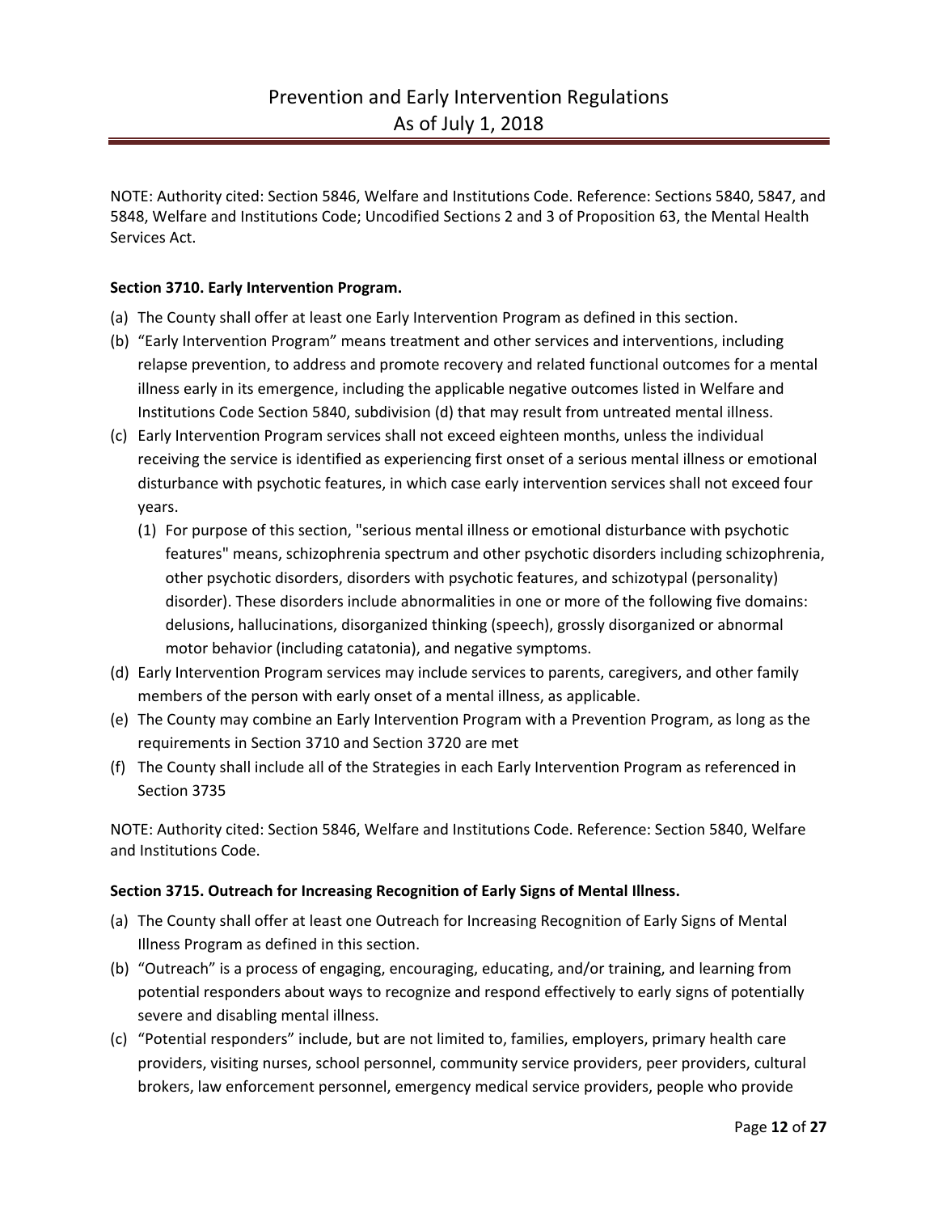NOTE: Authority cited: Section 5846, Welfare and Institutions Code. Reference: Sections 5840, 5847, and 5848, Welfare and Institutions Code; Uncodified Sections 2 and 3 of Proposition 63, the Mental Health Services Act.

**Section 3710. Early Intervention Program.**

(a) The County shall offer at least one Early Intervention Program as defined in this section.

(b) "Early Intervention Program" means treatment and other services and interventions, including relapse prevention, to address and promote recovery and related functional outcomes for a mental illness early in its emergence, including the applicable negative outcomes listed in Welfare and Institutions Code Section 5840, subdivision (d) that may result from untreated mental illness.

(c) Early Intervention Program services shall not exceed eighteen months, unless the individual receiving the service is identified as experiencing first onset of a serious mental illness or emotional disturbance with psychotic features, in which case early intervention services shall not exceed four years.

   (1) For purpose of this section, "serious mental illness or emotional disturbance with psychotic features" means, schizophrenia spectrum and other psychotic disorders including schizophrenia, other psychotic disorders, disorders with psychotic features, and schizotypal (personality) disorder). These disorders include abnormalities in one or more of the following five domains: delusions, hallucinations, disorganized thinking (speech), grossly disorganized or abnormal motor behavior (including catatonia), and negative symptoms.

(d) Early Intervention Program services may include services to parents, caregivers, and other family members of the person with early onset of a mental illness, as applicable.

(e) The County may combine an Early Intervention Program with a Prevention Program, as long as the requirements in Section 3710 and Section 3720 are met

(f) The County shall include all of the Strategies in each Early Intervention Program as referenced in Section 3735

NOTE: Authority cited: Section 5846, Welfare and Institutions Code. Reference: Section 5840, Welfare and Institutions Code.

**Section 3715. Outreach for Increasing Recognition of Early Signs of Mental Illness.**

(a) The County shall offer at least one Outreach for Increasing Recognition of Early Signs of Mental Illness Program as defined in this section.

(b) "Outreach" is a process of engaging, encouraging, educating, and/or training, and learning from potential responders about ways to recognize and respond effectively to early signs of potentially severe and disabling mental illness.

(c) "Potential responders" include, but are not limited to, families, employers, primary health care providers, visiting nurses, school personnel, community service providers, peer providers, cultural brokers, law enforcement personnel, emergency medical service providers, people who provide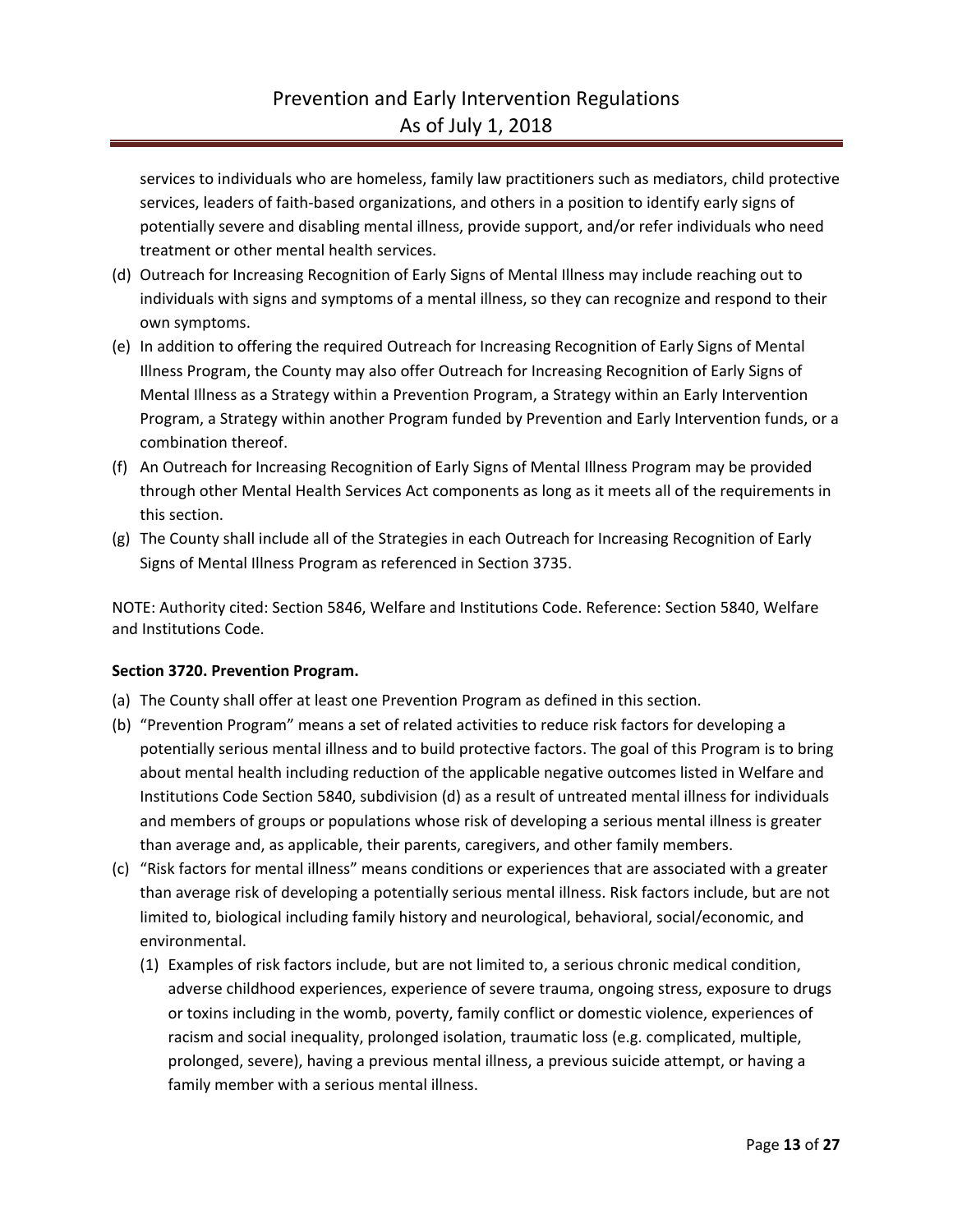services to individuals who are homeless, family law practitioners such as mediators, child protective services, leaders of faith-based organizations, and others in a position to identify early signs of potentially severe and disabling mental illness, provide support, and/or refer individuals who need treatment or other mental health services.

(d) Outreach for Increasing Recognition of Early Signs of Mental Illness may include reaching out to individuals with signs and symptoms of a mental illness, so they can recognize and respond to their own symptoms.

(e) In addition to offering the required Outreach for Increasing Recognition of Early Signs of Mental Illness Program, the County may also offer Outreach for Increasing Recognition of Early Signs of Mental Illness as a Strategy within a Prevention Program, a Strategy within an Early Intervention Program, a Strategy within another Program funded by Prevention and Early Intervention funds, or a combination thereof.

(f) An Outreach for Increasing Recognition of Early Signs of Mental Illness Program may be provided through other Mental Health Services Act components as long as it meets all of the requirements in this section.

(g) The County shall include all of the Strategies in each Outreach for Increasing Recognition of Early Signs of Mental Illness Program as referenced in Section 3735.

NOTE: Authority cited: Section 5846, Welfare and Institutions Code. Reference: Section 5840, Welfare and Institutions Code.

**Section 3720. Prevention Program.**

(a) The County shall offer at least one Prevention Program as defined in this section.

(b) "Prevention Program" means a set of related activities to reduce risk factors for developing a potentially serious mental illness and to build protective factors. The goal of this Program is to bring about mental health including reduction of the applicable negative outcomes listed in Welfare and Institutions Code Section 5840, subdivision (d) as a result of untreated mental illness for individuals and members of groups or populations whose risk of developing a serious mental illness is greater than average and, as applicable, their parents, caregivers, and other family members.

(c) "Risk factors for mental illness" means conditions or experiences that are associated with a greater than average risk of developing a potentially serious mental illness. Risk factors include, but are not limited to, biological including family history and neurological, behavioral, social/economic, and environmental.

  (1) Examples of risk factors include, but are not limited to, a serious chronic medical condition, adverse childhood experiences, experience of severe trauma, ongoing stress, exposure to drugs or toxins including in the womb, poverty, family conflict or domestic violence, experiences of racism and social inequality, prolonged isolation, traumatic loss (e.g. complicated, multiple, prolonged, severe), having a previous mental illness, a previous suicide attempt, or having a family member with a serious mental illness.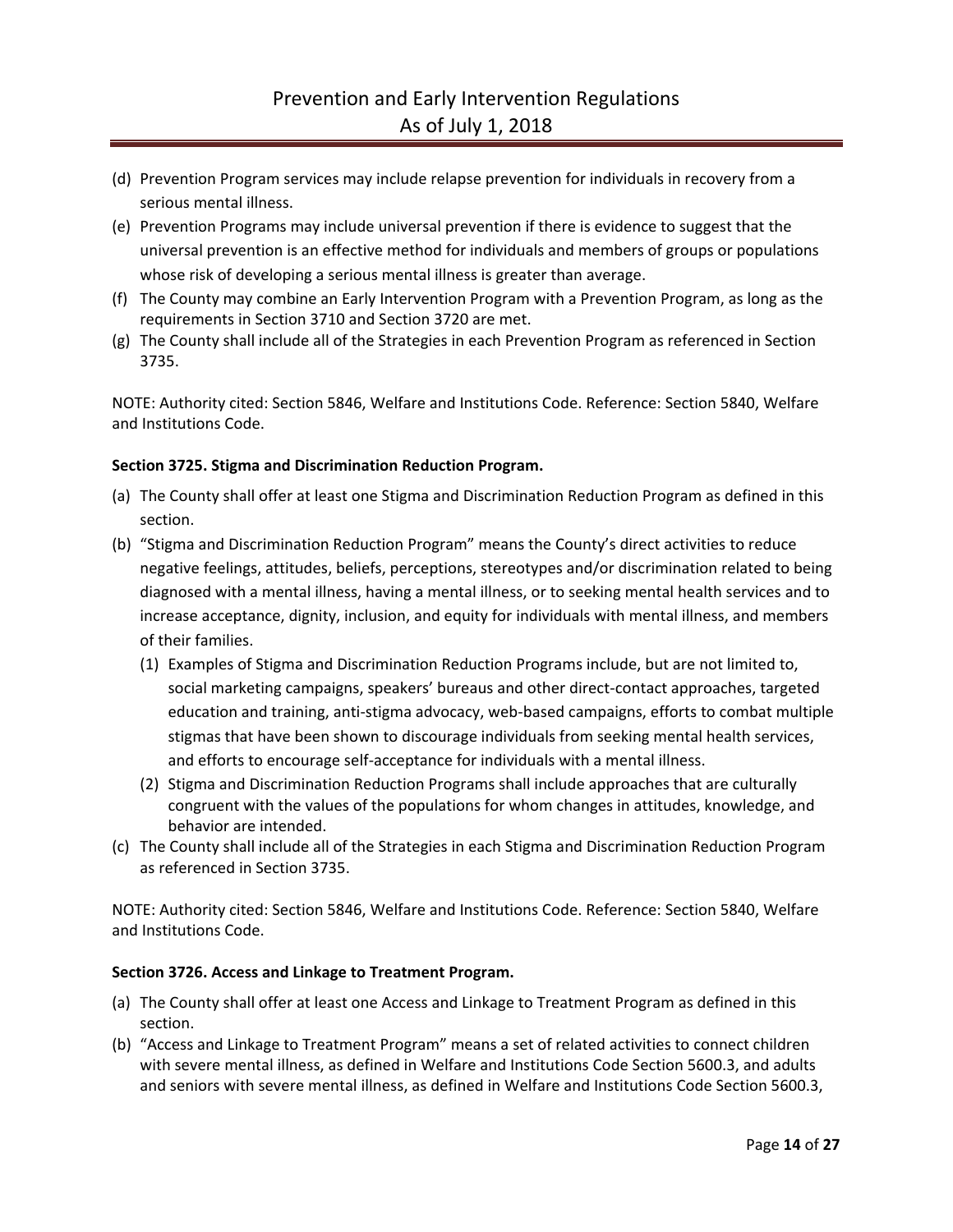(d) Prevention Program services may include relapse prevention for individuals in recovery from a serious mental illness.

(e) Prevention Programs may include universal prevention if there is evidence to suggest that the universal prevention is an effective method for individuals and members of groups or populations whose risk of developing a serious mental illness is greater than average.

(f) The County may combine an Early Intervention Program with a Prevention Program, as long as the requirements in Section 3710 and Section 3720 are met.

(g) The County shall include all of the Strategies in each Prevention Program as referenced in Section 3735.

NOTE: Authority cited: Section 5846, Welfare and Institutions Code. Reference: Section 5840, Welfare and Institutions Code.

**Section 3725. Stigma and Discrimination Reduction Program.**

(a) The County shall offer at least one Stigma and Discrimination Reduction Program as defined in this section.

(b) "Stigma and Discrimination Reduction Program" means the County's direct activities to reduce negative feelings, attitudes, beliefs, perceptions, stereotypes and/or discrimination related to being diagnosed with a mental illness, having a mental illness, or to seeking mental health services and to increase acceptance, dignity, inclusion, and equity for individuals with mental illness, and members of their families.

   (1) Examples of Stigma and Discrimination Reduction Programs include, but are not limited to, social marketing campaigns, speakers' bureaus and other direct-contact approaches, targeted education and training, anti-stigma advocacy, web-based campaigns, efforts to combat multiple stigmas that have been shown to discourage individuals from seeking mental health services, and efforts to encourage self-acceptance for individuals with a mental illness.

   (2) Stigma and Discrimination Reduction Programs shall include approaches that are culturally congruent with the values of the populations for whom changes in attitudes, knowledge, and behavior are intended.

(c) The County shall include all of the Strategies in each Stigma and Discrimination Reduction Program as referenced in Section 3735.

NOTE: Authority cited: Section 5846, Welfare and Institutions Code. Reference: Section 5840, Welfare and Institutions Code.

**Section 3726. Access and Linkage to Treatment Program.**

(a) The County shall offer at least one Access and Linkage to Treatment Program as defined in this section.

(b) "Access and Linkage to Treatment Program" means a set of related activities to connect children with severe mental illness, as defined in Welfare and Institutions Code Section 5600.3, and adults and seniors with severe mental illness, as defined in Welfare and Institutions Code Section 5600.3,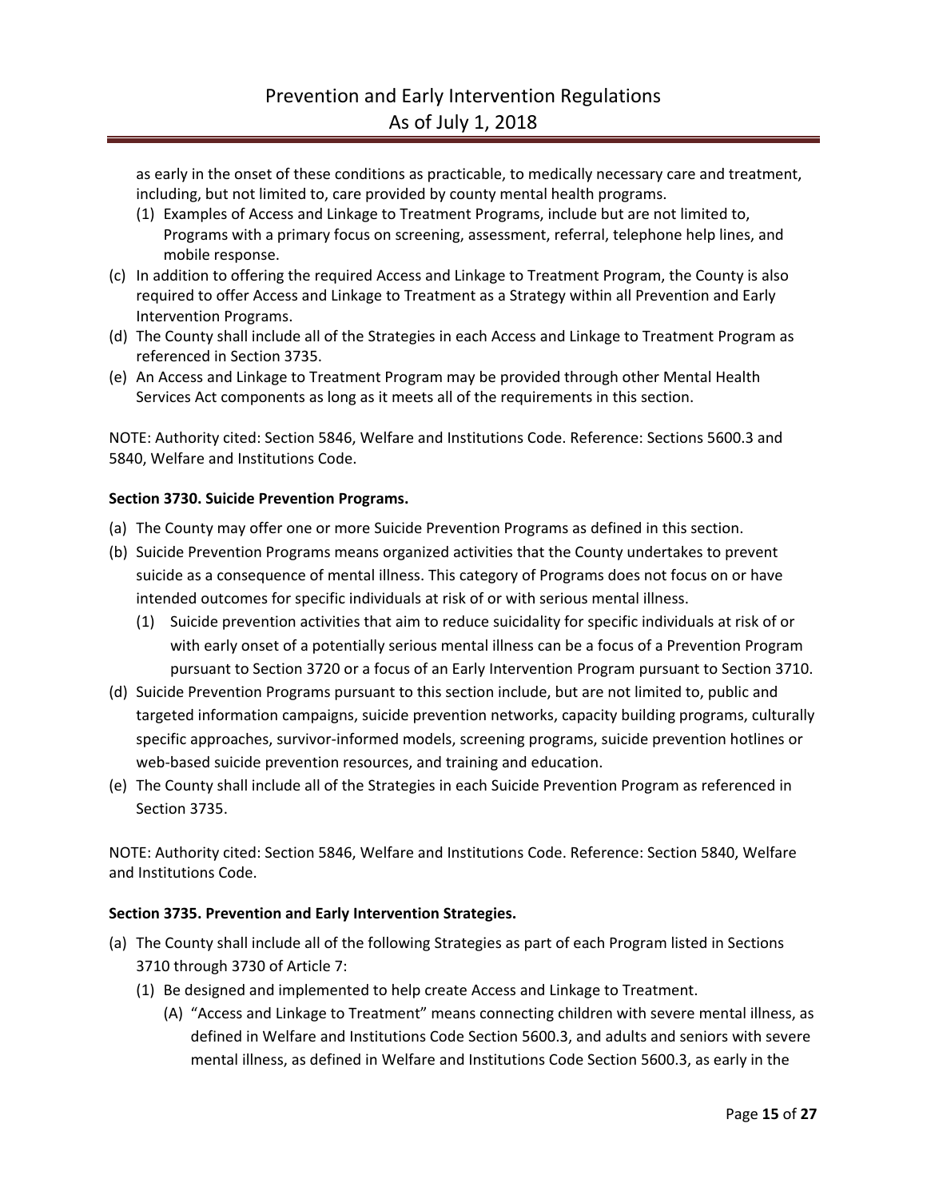as early in the onset of these conditions as practicable, to medically necessary care and treatment, including, but not limited to, care provided by county mental health programs.

(1) Examples of Access and Linkage to Treatment Programs, include but are not limited to, Programs with a primary focus on screening, assessment, referral, telephone help lines, and mobile response.

(c) In addition to offering the required Access and Linkage to Treatment Program, the County is also required to offer Access and Linkage to Treatment as a Strategy within all Prevention and Early Intervention Programs.

(d) The County shall include all of the Strategies in each Access and Linkage to Treatment Program as referenced in Section 3735.

(e) An Access and Linkage to Treatment Program may be provided through other Mental Health Services Act components as long as it meets all of the requirements in this section.

NOTE: Authority cited: Section 5846, Welfare and Institutions Code. Reference: Sections 5600.3 and 5840, Welfare and Institutions Code.

**Section 3730. Suicide Prevention Programs.**

(a) The County may offer one or more Suicide Prevention Programs as defined in this section.

(b) Suicide Prevention Programs means organized activities that the County undertakes to prevent suicide as a consequence of mental illness. This category of Programs does not focus on or have intended outcomes for specific individuals at risk of or with serious mental illness.

(1) Suicide prevention activities that aim to reduce suicidality for specific individuals at risk of or with early onset of a potentially serious mental illness can be a focus of a Prevention Program pursuant to Section 3720 or a focus of an Early Intervention Program pursuant to Section 3710.

(d) Suicide Prevention Programs pursuant to this section include, but are not limited to, public and targeted information campaigns, suicide prevention networks, capacity building programs, culturally specific approaches, survivor-informed models, screening programs, suicide prevention hotlines or web-based suicide prevention resources, and training and education.

(e) The County shall include all of the Strategies in each Suicide Prevention Program as referenced in Section 3735.

NOTE: Authority cited: Section 5846, Welfare and Institutions Code. Reference: Section 5840, Welfare and Institutions Code.

**Section 3735. Prevention and Early Intervention Strategies.**

(a) The County shall include all of the following Strategies as part of each Program listed in Sections 3710 through 3730 of Article 7:

(1) Be designed and implemented to help create Access and Linkage to Treatment.

(A) "Access and Linkage to Treatment" means connecting children with severe mental illness, as defined in Welfare and Institutions Code Section 5600.3, and adults and seniors with severe mental illness, as defined in Welfare and Institutions Code Section 5600.3, as early in the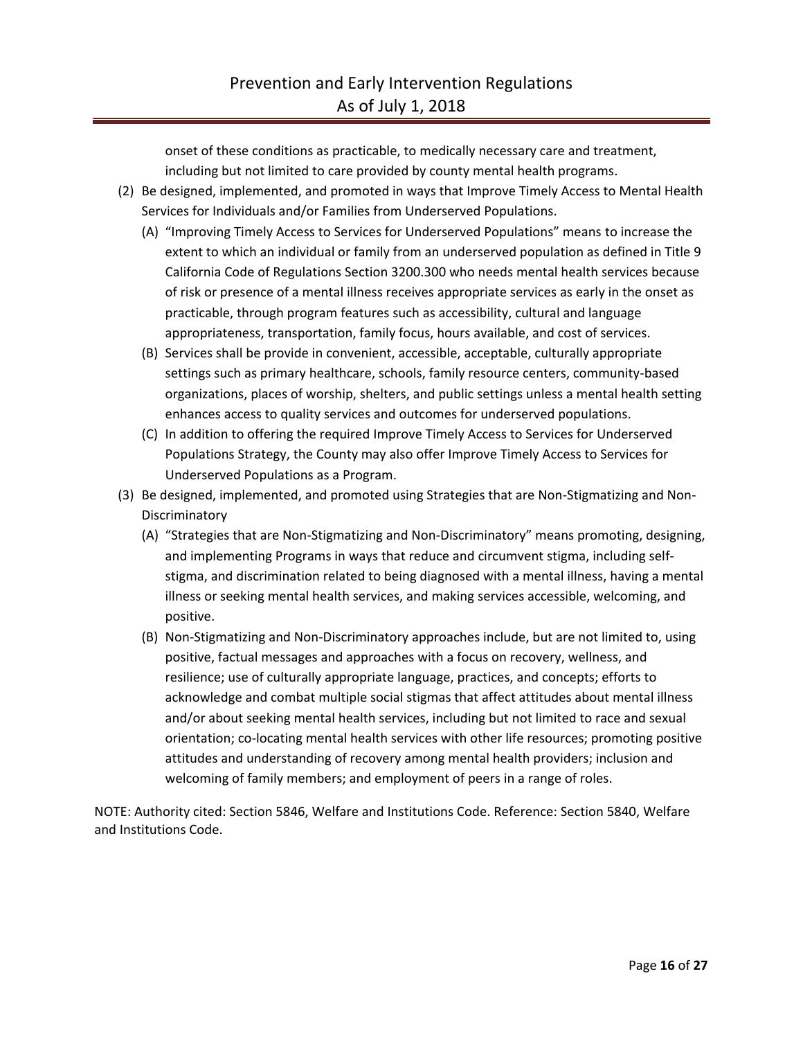onset of these conditions as practicable, to medically necessary care and treatment, including but not limited to care provided by county mental health programs.

(2) Be designed, implemented, and promoted in ways that Improve Timely Access to Mental Health Services for Individuals and/or Families from Underserved Populations.

   (A) "Improving Timely Access to Services for Underserved Populations" means to increase the extent to which an individual or family from an underserved population as defined in Title 9 California Code of Regulations Section 3200.300 who needs mental health services because of risk or presence of a mental illness receives appropriate services as early in the onset as practicable, through program features such as accessibility, cultural and language appropriateness, transportation, family focus, hours available, and cost of services.

   (B) Services shall be provide in convenient, accessible, acceptable, culturally appropriate settings such as primary healthcare, schools, family resource centers, community-based organizations, places of worship, shelters, and public settings unless a mental health setting enhances access to quality services and outcomes for underserved populations.

   (C) In addition to offering the required Improve Timely Access to Services for Underserved Populations Strategy, the County may also offer Improve Timely Access to Services for Underserved Populations as a Program.

(3) Be designed, implemented, and promoted using Strategies that are Non-Stigmatizing and Non-Discriminatory

   (A) "Strategies that are Non-Stigmatizing and Non-Discriminatory" means promoting, designing, and implementing Programs in ways that reduce and circumvent stigma, including self-stigma, and discrimination related to being diagnosed with a mental illness, having a mental illness or seeking mental health services, and making services accessible, welcoming, and positive.

   (B) Non-Stigmatizing and Non-Discriminatory approaches include, but are not limited to, using positive, factual messages and approaches with a focus on recovery, wellness, and resilience; use of culturally appropriate language, practices, and concepts; efforts to acknowledge and combat multiple social stigmas that affect attitudes about mental illness and/or about seeking mental health services, including but not limited to race and sexual orientation; co-locating mental health services with other life resources; promoting positive attitudes and understanding of recovery among mental health providers; inclusion and welcoming of family members; and employment of peers in a range of roles.

NOTE: Authority cited: Section 5846, Welfare and Institutions Code. Reference: Section 5840, Welfare and Institutions Code.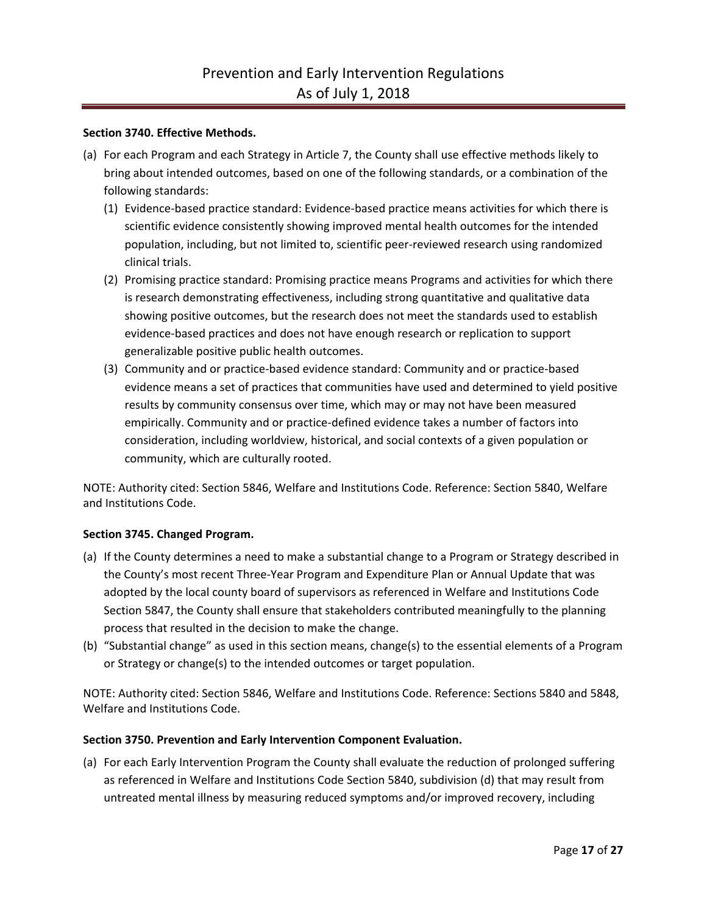**Section 3740. Effective Methods.**

(a) For each Program and each Strategy in Article 7, the County shall use effective methods likely to bring about intended outcomes, based on one of the following standards, or a combination of the following standards:

  (1) Evidence-based practice standard: Evidence-based practice means activities for which there is scientific evidence consistently showing improved mental health outcomes for the intended population, including, but not limited to, scientific peer-reviewed research using randomized clinical trials.

  (2) Promising practice standard: Promising practice means Programs and activities for which there is research demonstrating effectiveness, including strong quantitative and qualitative data showing positive outcomes, but the research does not meet the standards used to establish evidence-based practices and does not have enough research or replication to support generalizable positive public health outcomes.

  (3) Community and or practice-based evidence standard: Community and or practice-based evidence means a set of practices that communities have used and determined to yield positive results by community consensus over time, which may or may not have been measured empirically. Community and or practice-defined evidence takes a number of factors into consideration, including worldview, historical, and social contexts of a given population or community, which are culturally rooted.

NOTE: Authority cited: Section 5846, Welfare and Institutions Code. Reference: Section 5840, Welfare and Institutions Code.

**Section 3745. Changed Program.**

(a) If the County determines a need to make a substantial change to a Program or Strategy described in the County's most recent Three-Year Program and Expenditure Plan or Annual Update that was adopted by the local county board of supervisors as referenced in Welfare and Institutions Code Section 5847, the County shall ensure that stakeholders contributed meaningfully to the planning process that resulted in the decision to make the change.

(b) "Substantial change" as used in this section means, change(s) to the essential elements of a Program or Strategy or change(s) to the intended outcomes or target population.

NOTE: Authority cited: Section 5846, Welfare and Institutions Code. Reference: Sections 5840 and 5848, Welfare and Institutions Code.

**Section 3750. Prevention and Early Intervention Component Evaluation.**

(a) For each Early Intervention Program the County shall evaluate the reduction of prolonged suffering as referenced in Welfare and Institutions Code Section 5840, subdivision (d) that may result from untreated mental illness by measuring reduced symptoms and/or improved recovery, including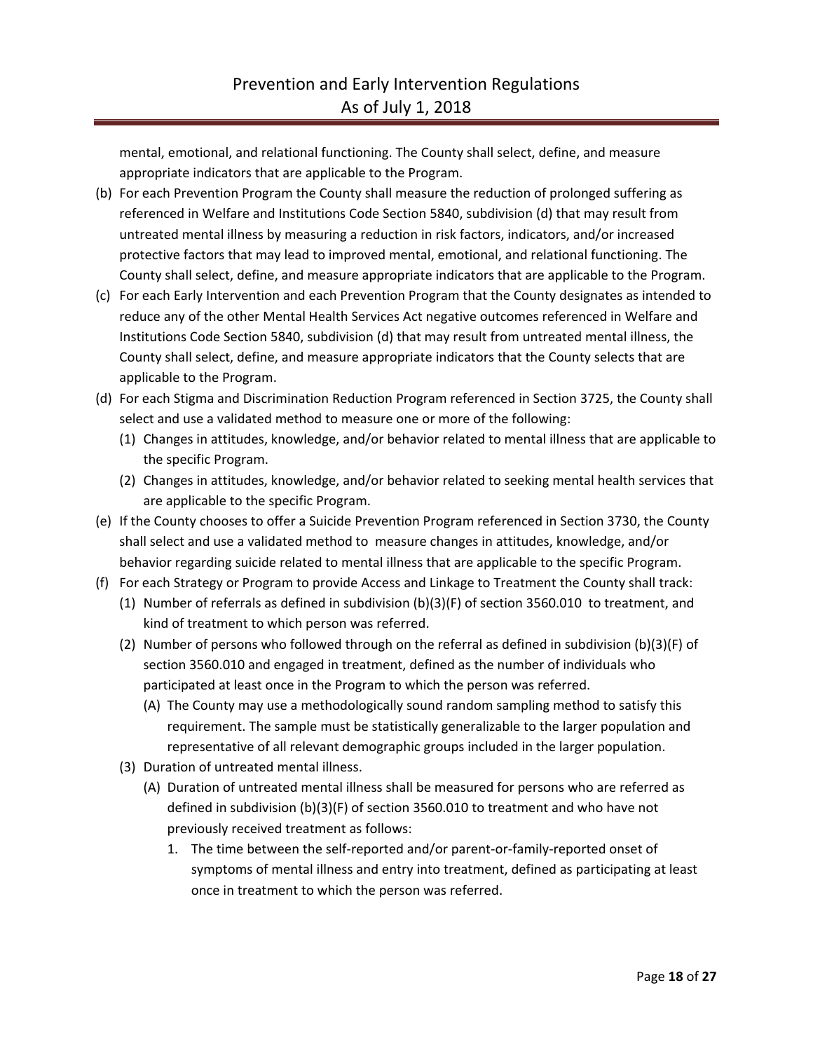mental, emotional, and relational functioning. The County shall select, define, and measure appropriate indicators that are applicable to the Program.

(b) For each Prevention Program the County shall measure the reduction of prolonged suffering as referenced in Welfare and Institutions Code Section 5840, subdivision (d) that may result from untreated mental illness by measuring a reduction in risk factors, indicators, and/or increased protective factors that may lead to improved mental, emotional, and relational functioning. The County shall select, define, and measure appropriate indicators that are applicable to the Program.

(c) For each Early Intervention and each Prevention Program that the County designates as intended to reduce any of the other Mental Health Services Act negative outcomes referenced in Welfare and Institutions Code Section 5840, subdivision (d) that may result from untreated mental illness, the County shall select, define, and measure appropriate indicators that the County selects that are applicable to the Program.

(d) For each Stigma and Discrimination Reduction Program referenced in Section 3725, the County shall select and use a validated method to measure one or more of the following:

  (1) Changes in attitudes, knowledge, and/or behavior related to mental illness that are applicable to the specific Program.

  (2) Changes in attitudes, knowledge, and/or behavior related to seeking mental health services that are applicable to the specific Program.

(e) If the County chooses to offer a Suicide Prevention Program referenced in Section 3730, the County shall select and use a validated method to measure changes in attitudes, knowledge, and/or behavior regarding suicide related to mental illness that are applicable to the specific Program.

(f) For each Strategy or Program to provide Access and Linkage to Treatment the County shall track:

  (1) Number of referrals as defined in subdivision (b)(3)(F) of section 3560.010 to treatment, and kind of treatment to which person was referred.

  (2) Number of persons who followed through on the referral as defined in subdivision (b)(3)(F) of section 3560.010 and engaged in treatment, defined as the number of individuals who participated at least once in the Program to which the person was referred.

    (A) The County may use a methodologically sound random sampling method to satisfy this requirement. The sample must be statistically generalizable to the larger population and representative of all relevant demographic groups included in the larger population.

  (3) Duration of untreated mental illness.

    (A) Duration of untreated mental illness shall be measured for persons who are referred as defined in subdivision (b)(3)(F) of section 3560.010 to treatment and who have not previously received treatment as follows:

      1. The time between the self-reported and/or parent-or-family-reported onset of symptoms of mental illness and entry into treatment, defined as participating at least once in treatment to which the person was referred.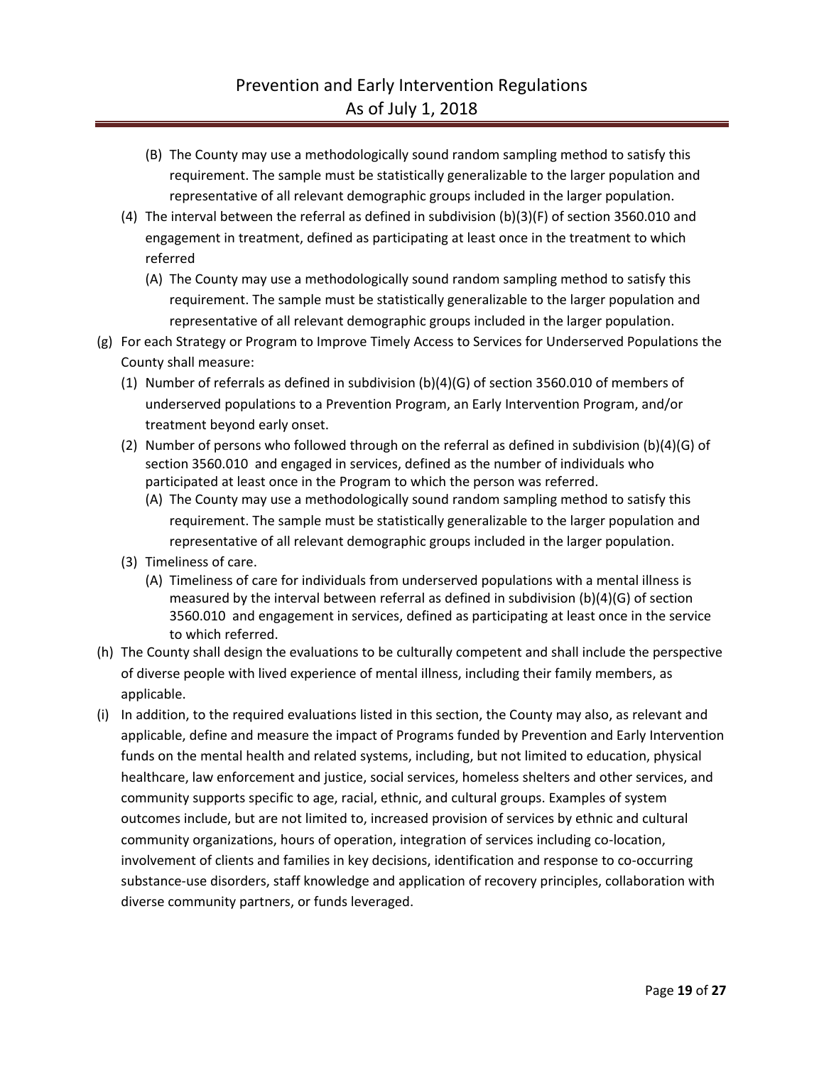(B) The County may use a methodologically sound random sampling method to satisfy this requirement. The sample must be statistically generalizable to the larger population and representative of all relevant demographic groups included in the larger population.

(4) The interval between the referral as defined in subdivision (b)(3)(F) of section 3560.010 and engagement in treatment, defined as participating at least once in the treatment to which referred

(A) The County may use a methodologically sound random sampling method to satisfy this requirement. The sample must be statistically generalizable to the larger population and representative of all relevant demographic groups included in the larger population.

(g) For each Strategy or Program to Improve Timely Access to Services for Underserved Populations the County shall measure:

(1) Number of referrals as defined in subdivision (b)(4)(G) of section 3560.010 of members of underserved populations to a Prevention Program, an Early Intervention Program, and/or treatment beyond early onset.

(2) Number of persons who followed through on the referral as defined in subdivision (b)(4)(G) of section 3560.010 and engaged in services, defined as the number of individuals who participated at least once in the Program to which the person was referred.

(A) The County may use a methodologically sound random sampling method to satisfy this requirement. The sample must be statistically generalizable to the larger population and representative of all relevant demographic groups included in the larger population.

(3) Timeliness of care.

(A) Timeliness of care for individuals from underserved populations with a mental illness is measured by the interval between referral as defined in subdivision (b)(4)(G) of section 3560.010 and engagement in services, defined as participating at least once in the service to which referred.

(h) The County shall design the evaluations to be culturally competent and shall include the perspective of diverse people with lived experience of mental illness, including their family members, as applicable.

(i) In addition, to the required evaluations listed in this section, the County may also, as relevant and applicable, define and measure the impact of Programs funded by Prevention and Early Intervention funds on the mental health and related systems, including, but not limited to education, physical healthcare, law enforcement and justice, social services, homeless shelters and other services, and community supports specific to age, racial, ethnic, and cultural groups. Examples of system outcomes include, but are not limited to, increased provision of services by ethnic and cultural community organizations, hours of operation, integration of services including co-location, involvement of clients and families in key decisions, identification and response to co-occurring substance-use disorders, staff knowledge and application of recovery principles, collaboration with diverse community partners, or funds leveraged.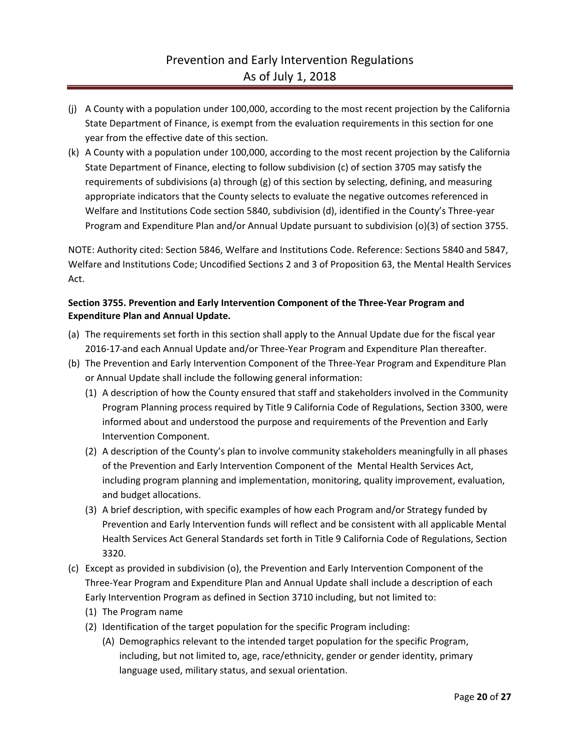(j) A County with a population under 100,000, according to the most recent projection by the California State Department of Finance, is exempt from the evaluation requirements in this section for one year from the effective date of this section.

(k) A County with a population under 100,000, according to the most recent projection by the California State Department of Finance, electing to follow subdivision (c) of section 3705 may satisfy the requirements of subdivisions (a) through (g) of this section by selecting, defining, and measuring appropriate indicators that the County selects to evaluate the negative outcomes referenced in Welfare and Institutions Code section 5840, subdivision (d), identified in the County's Three-year Program and Expenditure Plan and/or Annual Update pursuant to subdivision (o)(3) of section 3755.

NOTE: Authority cited: Section 5846, Welfare and Institutions Code. Reference: Sections 5840 and 5847, Welfare and Institutions Code; Uncodified Sections 2 and 3 of Proposition 63, the Mental Health Services Act.

**Section 3755. Prevention and Early Intervention Component of the Three-Year Program and Expenditure Plan and Annual Update.**

(a) The requirements set forth in this section shall apply to the Annual Update due for the fiscal year 2016-17 and each Annual Update and/or Three-Year Program and Expenditure Plan thereafter.

(b) The Prevention and Early Intervention Component of the Three-Year Program and Expenditure Plan or Annual Update shall include the following general information:

  (1) A description of how the County ensured that staff and stakeholders involved in the Community Program Planning process required by Title 9 California Code of Regulations, Section 3300, were informed about and understood the purpose and requirements of the Prevention and Early Intervention Component.

  (2) A description of the County's plan to involve community stakeholders meaningfully in all phases of the Prevention and Early Intervention Component of the Mental Health Services Act, including program planning and implementation, monitoring, quality improvement, evaluation, and budget allocations.

  (3) A brief description, with specific examples of how each Program and/or Strategy funded by Prevention and Early Intervention funds will reflect and be consistent with all applicable Mental Health Services Act General Standards set forth in Title 9 California Code of Regulations, Section 3320.

(c) Except as provided in subdivision (o), the Prevention and Early Intervention Component of the Three-Year Program and Expenditure Plan and Annual Update shall include a description of each Early Intervention Program as defined in Section 3710 including, but not limited to:

  (1) The Program name

  (2) Identification of the target population for the specific Program including:

    (A) Demographics relevant to the intended target population for the specific Program, including, but not limited to, age, race/ethnicity, gender or gender identity, primary language used, military status, and sexual orientation.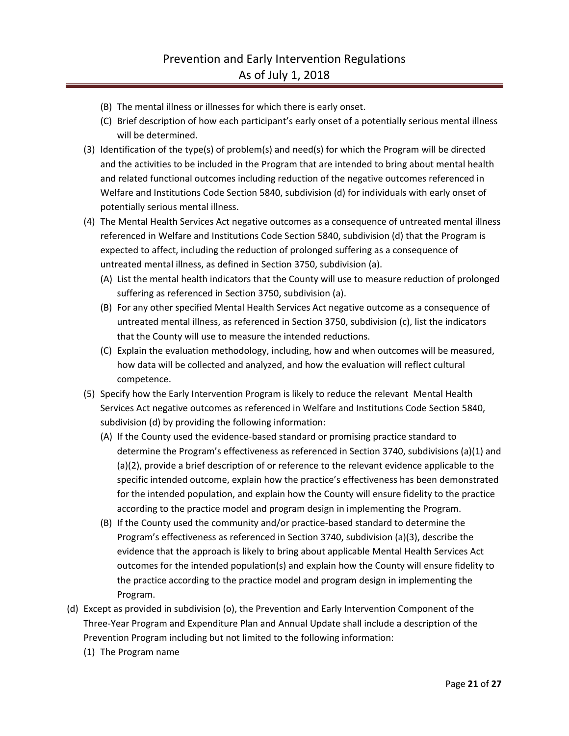(B) The mental illness or illnesses for which there is early onset.

(C) Brief description of how each participant's early onset of a potentially serious mental illness will be determined.

(3) Identification of the type(s) of problem(s) and need(s) for which the Program will be directed and the activities to be included in the Program that are intended to bring about mental health and related functional outcomes including reduction of the negative outcomes referenced in Welfare and Institutions Code Section 5840, subdivision (d) for individuals with early onset of potentially serious mental illness.

(4) The Mental Health Services Act negative outcomes as a consequence of untreated mental illness referenced in Welfare and Institutions Code Section 5840, subdivision (d) that the Program is expected to affect, including the reduction of prolonged suffering as a consequence of untreated mental illness, as defined in Section 3750, subdivision (a).

(A) List the mental health indicators that the County will use to measure reduction of prolonged suffering as referenced in Section 3750, subdivision (a).

(B) For any other specified Mental Health Services Act negative outcome as a consequence of untreated mental illness, as referenced in Section 3750, subdivision (c), list the indicators that the County will use to measure the intended reductions.

(C) Explain the evaluation methodology, including, how and when outcomes will be measured, how data will be collected and analyzed, and how the evaluation will reflect cultural competence.

(5) Specify how the Early Intervention Program is likely to reduce the relevant Mental Health Services Act negative outcomes as referenced in Welfare and Institutions Code Section 5840, subdivision (d) by providing the following information:

(A) If the County used the evidence-based standard or promising practice standard to determine the Program's effectiveness as referenced in Section 3740, subdivisions (a)(1) and (a)(2), provide a brief description of or reference to the relevant evidence applicable to the specific intended outcome, explain how the practice's effectiveness has been demonstrated for the intended population, and explain how the County will ensure fidelity to the practice according to the practice model and program design in implementing the Program.

(B) If the County used the community and/or practice-based standard to determine the Program's effectiveness as referenced in Section 3740, subdivision (a)(3), describe the evidence that the approach is likely to bring about applicable Mental Health Services Act outcomes for the intended population(s) and explain how the County will ensure fidelity to the practice according to the practice model and program design in implementing the Program.

(d) Except as provided in subdivision (o), the Prevention and Early Intervention Component of the Three-Year Program and Expenditure Plan and Annual Update shall include a description of the Prevention Program including but not limited to the following information:

(1) The Program name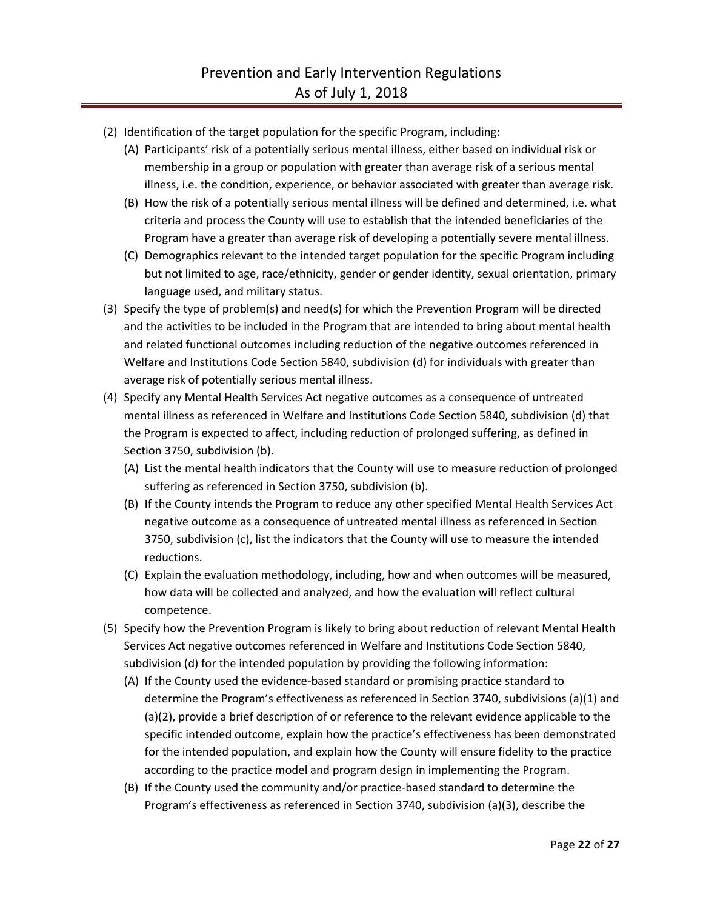(2) Identification of the target population for the specific Program, including:
   (A) Participants' risk of a potentially serious mental illness, either based on individual risk or membership in a group or population with greater than average risk of a serious mental illness, i.e. the condition, experience, or behavior associated with greater than average risk.
   (B) How the risk of a potentially serious mental illness will be defined and determined, i.e. what criteria and process the County will use to establish that the intended beneficiaries of the Program have a greater than average risk of developing a potentially severe mental illness.
   (C) Demographics relevant to the intended target population for the specific Program including but not limited to age, race/ethnicity, gender or gender identity, sexual orientation, primary language used, and military status.

(3) Specify the type of problem(s) and need(s) for which the Prevention Program will be directed and the activities to be included in the Program that are intended to bring about mental health and related functional outcomes including reduction of the negative outcomes referenced in Welfare and Institutions Code Section 5840, subdivision (d) for individuals with greater than average risk of potentially serious mental illness.

(4) Specify any Mental Health Services Act negative outcomes as a consequence of untreated mental illness as referenced in Welfare and Institutions Code Section 5840, subdivision (d) that the Program is expected to affect, including reduction of prolonged suffering, as defined in Section 3750, subdivision (b).
   (A) List the mental health indicators that the County will use to measure reduction of prolonged suffering as referenced in Section 3750, subdivision (b).
   (B) If the County intends the Program to reduce any other specified Mental Health Services Act negative outcome as a consequence of untreated mental illness as referenced in Section 3750, subdivision (c), list the indicators that the County will use to measure the intended reductions.
   (C) Explain the evaluation methodology, including, how and when outcomes will be measured, how data will be collected and analyzed, and how the evaluation will reflect cultural competence.

(5) Specify how the Prevention Program is likely to bring about reduction of relevant Mental Health Services Act negative outcomes referenced in Welfare and Institutions Code Section 5840, subdivision (d) for the intended population by providing the following information:
   (A) If the County used the evidence-based standard or promising practice standard to determine the Program's effectiveness as referenced in Section 3740, subdivisions (a)(1) and (a)(2), provide a brief description of or reference to the relevant evidence applicable to the specific intended outcome, explain how the practice's effectiveness has been demonstrated for the intended population, and explain how the County will ensure fidelity to the practice according to the practice model and program design in implementing the Program.
   (B) If the County used the community and/or practice-based standard to determine the Program's effectiveness as referenced in Section 3740, subdivision (a)(3), describe the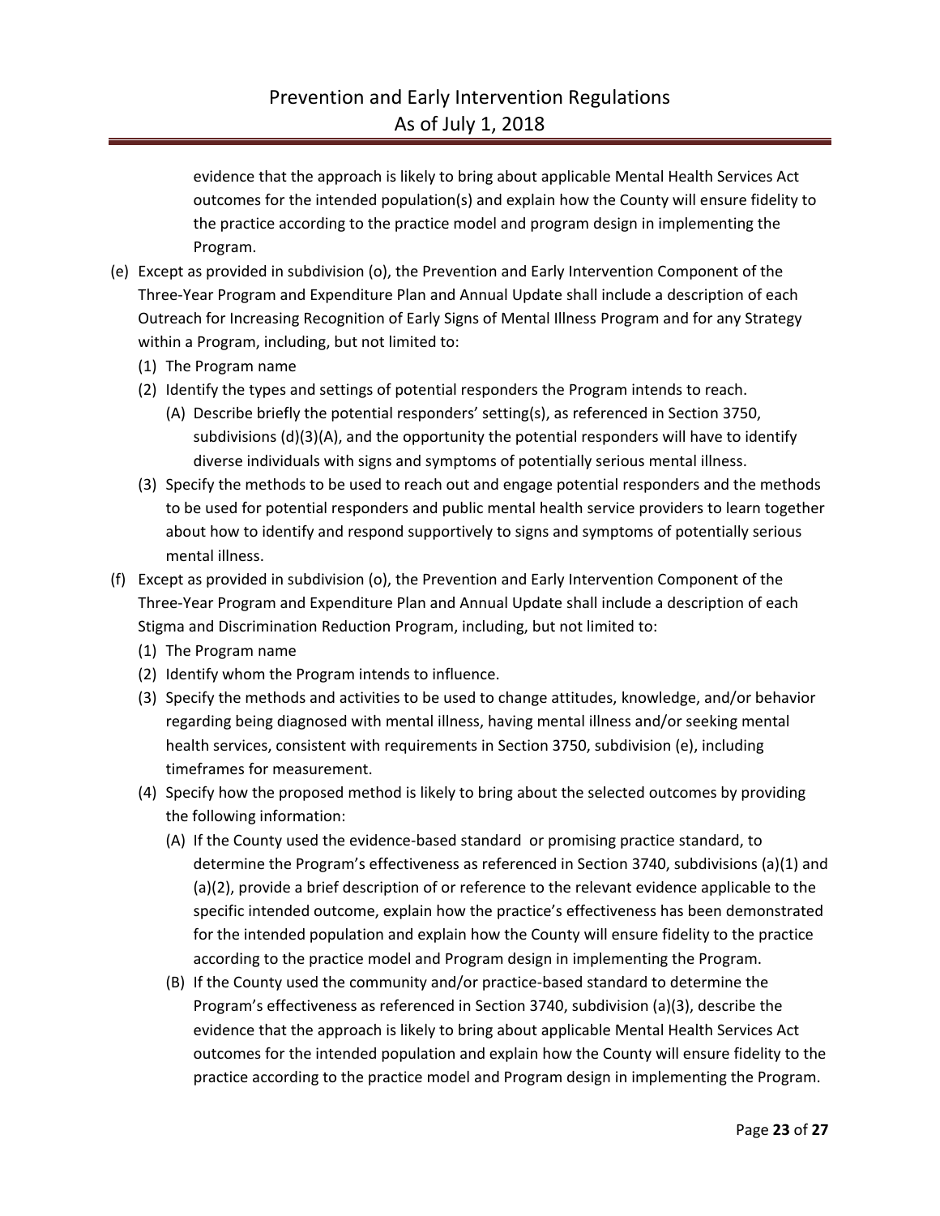evidence that the approach is likely to bring about applicable Mental Health Services Act outcomes for the intended population(s) and explain how the County will ensure fidelity to the practice according to the practice model and program design in implementing the Program.

(e) Except as provided in subdivision (o), the Prevention and Early Intervention Component of the Three-Year Program and Expenditure Plan and Annual Update shall include a description of each Outreach for Increasing Recognition of Early Signs of Mental Illness Program and for any Strategy within a Program, including, but not limited to:

   (1) The Program name

   (2) Identify the types and settings of potential responders the Program intends to reach.

      (A) Describe briefly the potential responders' setting(s), as referenced in Section 3750, subdivisions (d)(3)(A), and the opportunity the potential responders will have to identify diverse individuals with signs and symptoms of potentially serious mental illness.

   (3) Specify the methods to be used to reach out and engage potential responders and the methods to be used for potential responders and public mental health service providers to learn together about how to identify and respond supportively to signs and symptoms of potentially serious mental illness.

(f) Except as provided in subdivision (o), the Prevention and Early Intervention Component of the Three-Year Program and Expenditure Plan and Annual Update shall include a description of each Stigma and Discrimination Reduction Program, including, but not limited to:

   (1) The Program name

   (2) Identify whom the Program intends to influence.

   (3) Specify the methods and activities to be used to change attitudes, knowledge, and/or behavior regarding being diagnosed with mental illness, having mental illness and/or seeking mental health services, consistent with requirements in Section 3750, subdivision (e), including timeframes for measurement.

   (4) Specify how the proposed method is likely to bring about the selected outcomes by providing the following information:

      (A) If the County used the evidence-based standard or promising practice standard, to determine the Program's effectiveness as referenced in Section 3740, subdivisions (a)(1) and (a)(2), provide a brief description of or reference to the relevant evidence applicable to the specific intended outcome, explain how the practice's effectiveness has been demonstrated for the intended population and explain how the County will ensure fidelity to the practice according to the practice model and Program design in implementing the Program.

      (B) If the County used the community and/or practice-based standard to determine the Program's effectiveness as referenced in Section 3740, subdivision (a)(3), describe the evidence that the approach is likely to bring about applicable Mental Health Services Act outcomes for the intended population and explain how the County will ensure fidelity to the practice according to the practice model and Program design in implementing the Program.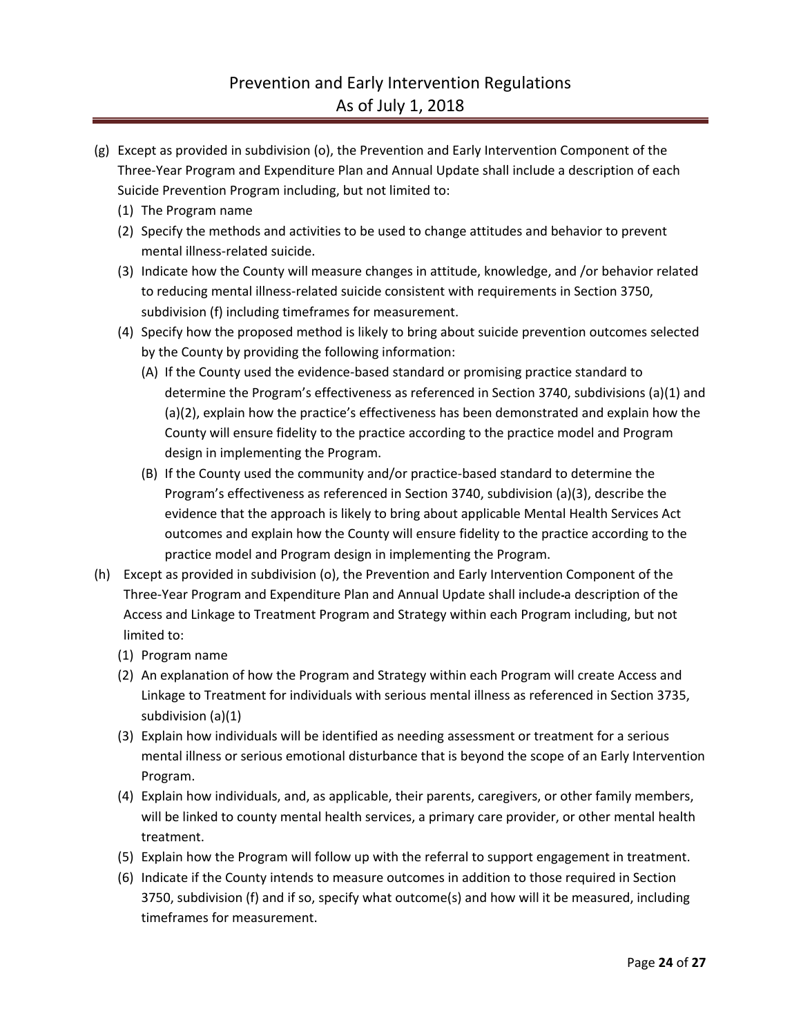(g) Except as provided in subdivision (o), the Prevention and Early Intervention Component of the Three-Year Program and Expenditure Plan and Annual Update shall include a description of each Suicide Prevention Program including, but not limited to:

  (1) The Program name

  (2) Specify the methods and activities to be used to change attitudes and behavior to prevent mental illness-related suicide.

  (3) Indicate how the County will measure changes in attitude, knowledge, and /or behavior related to reducing mental illness-related suicide consistent with requirements in Section 3750, subdivision (f) including timeframes for measurement.

  (4) Specify how the proposed method is likely to bring about suicide prevention outcomes selected by the County by providing the following information:

    (A) If the County used the evidence-based standard or promising practice standard to determine the Program's effectiveness as referenced in Section 3740, subdivisions (a)(1) and (a)(2), explain how the practice's effectiveness has been demonstrated and explain how the County will ensure fidelity to the practice according to the practice model and Program design in implementing the Program.

    (B) If the County used the community and/or practice-based standard to determine the Program's effectiveness as referenced in Section 3740, subdivision (a)(3), describe the evidence that the approach is likely to bring about applicable Mental Health Services Act outcomes and explain how the County will ensure fidelity to the practice according to the practice model and Program design in implementing the Program.

(h) Except as provided in subdivision (o), the Prevention and Early Intervention Component of the Three-Year Program and Expenditure Plan and Annual Update shall include a description of the Access and Linkage to Treatment Program and Strategy within each Program including, but not limited to:

  (1) Program name

  (2) An explanation of how the Program and Strategy within each Program will create Access and Linkage to Treatment for individuals with serious mental illness as referenced in Section 3735, subdivision (a)(1)

  (3) Explain how individuals will be identified as needing assessment or treatment for a serious mental illness or serious emotional disturbance that is beyond the scope of an Early Intervention Program.

  (4) Explain how individuals, and, as applicable, their parents, caregivers, or other family members, will be linked to county mental health services, a primary care provider, or other mental health treatment.

  (5) Explain how the Program will follow up with the referral to support engagement in treatment.

  (6) Indicate if the County intends to measure outcomes in addition to those required in Section 3750, subdivision (f) and if so, specify what outcome(s) and how will it be measured, including timeframes for measurement.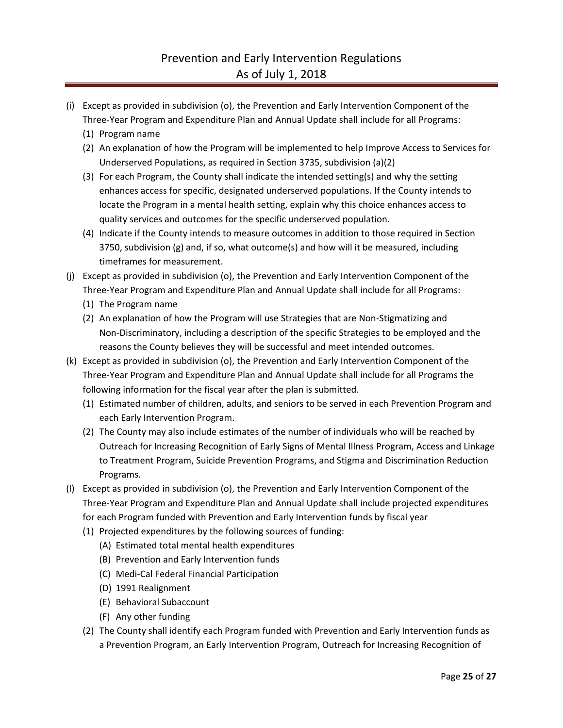(i) Except as provided in subdivision (o), the Prevention and Early Intervention Component of the Three-Year Program and Expenditure Plan and Annual Update shall include for all Programs:

   (1) Program name

   (2) An explanation of how the Program will be implemented to help Improve Access to Services for Underserved Populations, as required in Section 3735, subdivision (a)(2)

   (3) For each Program, the County shall indicate the intended setting(s) and why the setting enhances access for specific, designated underserved populations. If the County intends to locate the Program in a mental health setting, explain why this choice enhances access to quality services and outcomes for the specific underserved population.

   (4) Indicate if the County intends to measure outcomes in addition to those required in Section 3750, subdivision (g) and, if so, what outcome(s) and how will it be measured, including timeframes for measurement.

(j) Except as provided in subdivision (o), the Prevention and Early Intervention Component of the Three-Year Program and Expenditure Plan and Annual Update shall include for all Programs:

   (1) The Program name

   (2) An explanation of how the Program will use Strategies that are Non-Stigmatizing and Non-Discriminatory, including a description of the specific Strategies to be employed and the reasons the County believes they will be successful and meet intended outcomes.

(k) Except as provided in subdivision (o), the Prevention and Early Intervention Component of the Three-Year Program and Expenditure Plan and Annual Update shall include for all Programs the following information for the fiscal year after the plan is submitted.

   (1) Estimated number of children, adults, and seniors to be served in each Prevention Program and each Early Intervention Program.

   (2) The County may also include estimates of the number of individuals who will be reached by Outreach for Increasing Recognition of Early Signs of Mental Illness Program, Access and Linkage to Treatment Program, Suicide Prevention Programs, and Stigma and Discrimination Reduction Programs.

(l) Except as provided in subdivision (o), the Prevention and Early Intervention Component of the Three-Year Program and Expenditure Plan and Annual Update shall include projected expenditures for each Program funded with Prevention and Early Intervention funds by fiscal year

   (1) Projected expenditures by the following sources of funding:

      (A) Estimated total mental health expenditures

      (B) Prevention and Early Intervention funds

      (C) Medi-Cal Federal Financial Participation

      (D) 1991 Realignment

      (E) Behavioral Subaccount

      (F) Any other funding

   (2) The County shall identify each Program funded with Prevention and Early Intervention funds as a Prevention Program, an Early Intervention Program, Outreach for Increasing Recognition of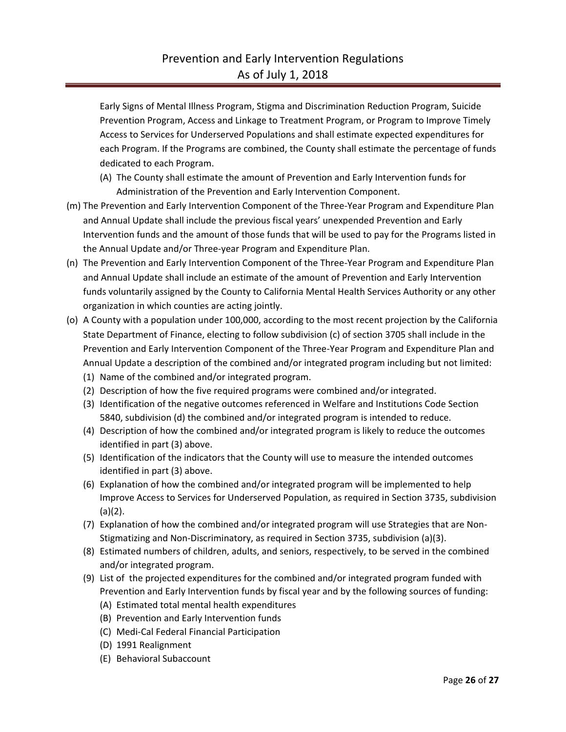Early Signs of Mental Illness Program, Stigma and Discrimination Reduction Program, Suicide Prevention Program, Access and Linkage to Treatment Program, or Program to Improve Timely Access to Services for Underserved Populations and shall estimate expected expenditures for each Program. If the Programs are combined, the County shall estimate the percentage of funds dedicated to each Program.

(A) The County shall estimate the amount of Prevention and Early Intervention funds for Administration of the Prevention and Early Intervention Component.

(m) The Prevention and Early Intervention Component of the Three-Year Program and Expenditure Plan and Annual Update shall include the previous fiscal years' unexpended Prevention and Early Intervention funds and the amount of those funds that will be used to pay for the Programs listed in the Annual Update and/or Three-year Program and Expenditure Plan.

(n) The Prevention and Early Intervention Component of the Three-Year Program and Expenditure Plan and Annual Update shall include an estimate of the amount of Prevention and Early Intervention funds voluntarily assigned by the County to California Mental Health Services Authority or any other organization in which counties are acting jointly.

(o) A County with a population under 100,000, according to the most recent projection by the California State Department of Finance, electing to follow subdivision (c) of section 3705 shall include in the Prevention and Early Intervention Component of the Three-Year Program and Expenditure Plan and Annual Update a description of the combined and/or integrated program including but not limited:

(1) Name of the combined and/or integrated program.

(2) Description of how the five required programs were combined and/or integrated.

(3) Identification of the negative outcomes referenced in Welfare and Institutions Code Section 5840, subdivision (d) the combined and/or integrated program is intended to reduce.

(4) Description of how the combined and/or integrated program is likely to reduce the outcomes identified in part (3) above.

(5) Identification of the indicators that the County will use to measure the intended outcomes identified in part (3) above.

(6) Explanation of how the combined and/or integrated program will be implemented to help Improve Access to Services for Underserved Population, as required in Section 3735, subdivision (a)(2).

(7) Explanation of how the combined and/or integrated program will use Strategies that are Non-Stigmatizing and Non-Discriminatory, as required in Section 3735, subdivision (a)(3).

(8) Estimated numbers of children, adults, and seniors, respectively, to be served in the combined and/or integrated program.

(9) List of the projected expenditures for the combined and/or integrated program funded with Prevention and Early Intervention funds by fiscal year and by the following sources of funding:

(A) Estimated total mental health expenditures

(B) Prevention and Early Intervention funds

(C) Medi-Cal Federal Financial Participation

(D) 1991 Realignment

(E) Behavioral Subaccount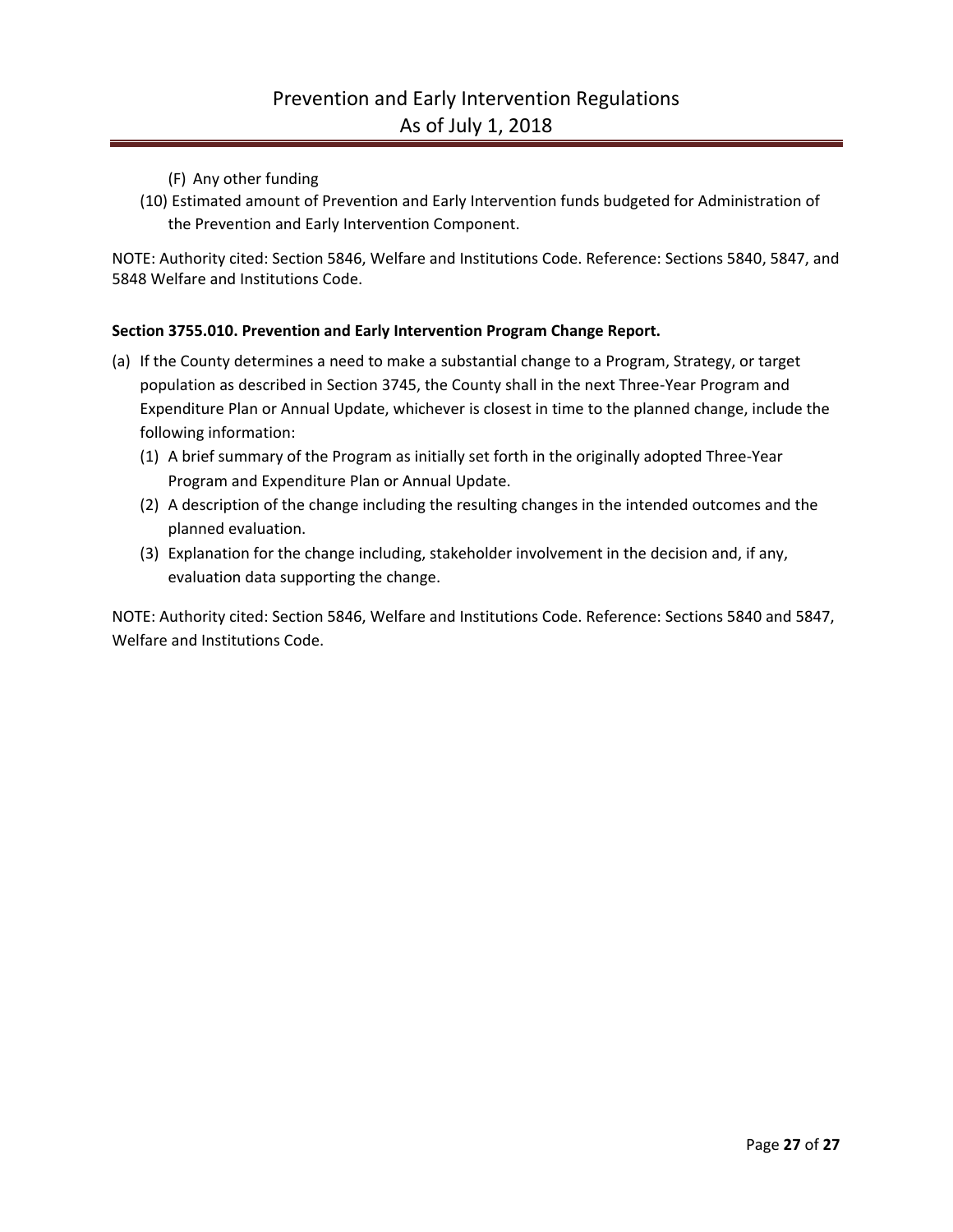(F) Any other funding

(10) Estimated amount of Prevention and Early Intervention funds budgeted for Administration of the Prevention and Early Intervention Component.

NOTE: Authority cited: Section 5846, Welfare and Institutions Code. Reference: Sections 5840, 5847, and 5848 Welfare and Institutions Code.

**Section 3755.010. Prevention and Early Intervention Program Change Report.**

(a) If the County determines a need to make a substantial change to a Program, Strategy, or target population as described in Section 3745, the County shall in the next Three-Year Program and Expenditure Plan or Annual Update, whichever is closest in time to the planned change, include the following information:

(1) A brief summary of the Program as initially set forth in the originally adopted Three-Year Program and Expenditure Plan or Annual Update.

(2) A description of the change including the resulting changes in the intended outcomes and the planned evaluation.

(3) Explanation for the change including, stakeholder involvement in the decision and, if any, evaluation data supporting the change.

NOTE: Authority cited: Section 5846, Welfare and Institutions Code. Reference: Sections 5840 and 5847, Welfare and Institutions Code.